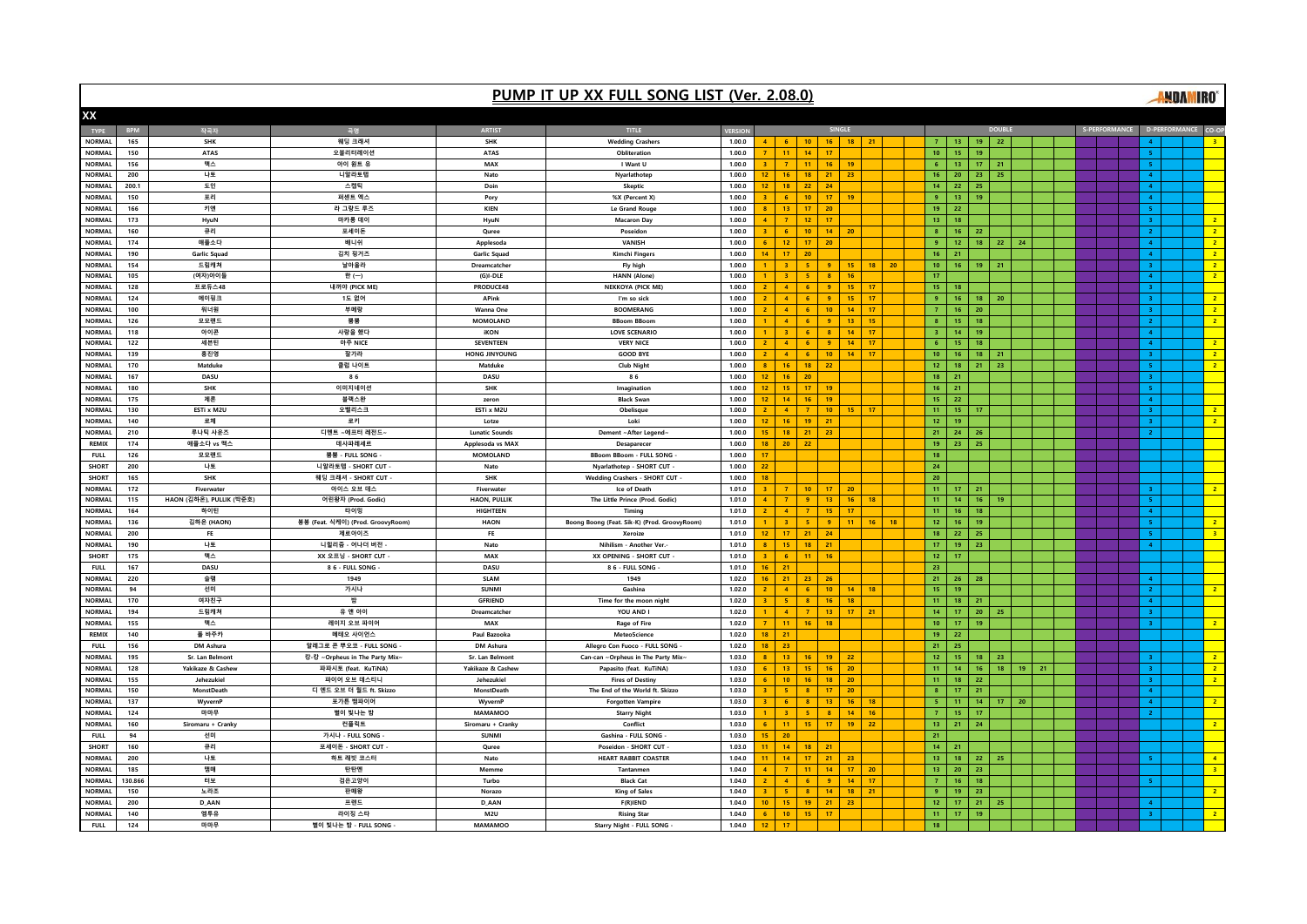# PUMP IT UP XX FULL SONG LIST (Ver. 2.08.0)

## XX

| TYPE | BPM | 작곡자 | 곡명 | ARTIST | TITLE | VERSION | SINGLE | | | | | | | | DOUBLE | | | | | | | | S-PERFORMANCE | | | D-PERFORMANCE | | | CO-OP |
|---|---|---|---|---|---|---|---|---|---|---|---|---|---|---|---|---|---|---|---|---|---|---|---|---|---|---|---|---|---|
| NORMAL | 165 | SHK | 웨딩 크래셔 | SHK | Wedding Crashers | 1.00.0 | 4 | 6 | 10 | 16 | 18 | 21 | | | 7 | 13 | 19 | 22 | | | | | | | | 4 | | | 3 |
| NORMAL | 150 | ATAS | 오블리터레이션 | ATAS | Obliteration | 1.00.0 | 7 | 11 | 14 | 17 | | | | | 10 | 15 | 19 | | | | | | | | | 5 | | | |
| NORMAL | 156 | 맥스 | 아이 원트 유 | MAX | I Want U | 1.00.0 | 3 | 7 | 11 | 16 | 19 | | | | 6 | 13 | 17 | 21 | | | | | | | | 5 | | | |
| NORMAL | 200 | 나토 | 니알라토텝 | Nato | Nyarlathotep | 1.00.0 | 12 | 16 | 18 | 21 | 23 | | | | 16 | 20 | 23 | 25 | | | | | | | | 4 | | | |
| NORMAL | 200.1 | 도인 | 스켑틱 | Doin | Skeptic | 1.00.0 | 12 | 18 | 22 | 24 | | | | | 14 | 22 | 25 | | | | | | | | | 4 | | | |
| NORMAL | 150 | 포리 | 퍼센트 엑스 | Pory | %X (Percent X) | 1.00.0 | 3 | 6 | 10 | 17 | 19 | | | | 9 | 13 | 19 | | | | | | | | | 4 | | | |
| NORMAL | 166 | 키엔 | 라 그랑드 루즈 | KIEN | Le Grand Rouge | 1.00.0 | 8 | 13 | 17 | 20 | | | | | 19 | 22 | | | | | | | | | | 5 | | | |
| NORMAL | 173 | HyuN | 마카롱 데이 | HyuN | Macaron Day | 1.00.0 | 4 | 7 | 12 | 17 | | | | | 13 | 18 | | | | | | | | | | 3 | | | 2 |
| NORMAL | 160 | 큐리 | 포세이돈 | Quree | Poseidon | 1.00.0 | 3 | 6 | 10 | 14 | 20 | | | | 8 | 16 | 22 | | | | | | | | | 2 | | | 2 |
| NORMAL | 174 | 애플소다 | 배니쉬 | Applesoda | VANISH | 1.00.0 | 6 | 12 | 17 | 20 | | | | | 9 | 12 | 18 | 22 | 24 | | | | | | | 4 | | | 2 |
| NORMAL | 190 | Garlic Squad | 김치 핑거즈 | Garlic Squad | Kimchi Fingers | 1.00.0 | 14 | 17 | 20 | | | | | | 16 | 21 | | | | | | | | | | 4 | | | 2 |
| NORMAL | 154 | 드림캐쳐 | 날아올라 | Dreamcatcher | Fly high | 1.00.0 | 1 | 3 | 5 | 9 | 15 | 18 | 20 | | 10 | 16 | 19 | 21 | | | | | | | | 3 | | | 2 |
| NORMAL | 105 | (여자)아이들 | 한 (一) | (G)I-DLE | HANN (Alone) | 1.00.0 | 1 | 3 | 5 | 8 | 16 | | | | 17 | | | | | | | | | | | 4 | | | 2 |
| NORMAL | 128 | 프로듀스48 | 내꺼야 (PICK ME) | PRODUCE48 | NEKKOYA (PICK ME) | 1.00.0 | 2 | 4 | 6 | 9 | 15 | 17 | | | 15 | 18 | | | | | | | | | | 3 | | | |
| NORMAL | 124 | 에이핑크 | 1도 없어 | APink | I'm so sick | 1.00.0 | 2 | 4 | 6 | 9 | 15 | 17 | | | 9 | 16 | 18 | 20 | | | | | | | | 3 | | | 2 |
| NORMAL | 100 | 워너원 | 부메랑 | Wanna One | BOOMERANG | 1.00.0 | 2 | 4 | 6 | 10 | 14 | 17 | | | 7 | 16 | 20 | | | | | | | | | 3 | | | 2 |
| NORMAL | 126 | 모모랜드 | 뿜뿜 | MOMOLAND | BBoom BBoom | 1.00.0 | 1 | 4 | 6 | 9 | 13 | 15 | | | 8 | 15 | 18 | | | | | | | | | 2 | | | 2 |
| NORMAL | 118 | 아이콘 | 사랑을 했다 | iKON | LOVE SCENARIO | 1.00.0 | 1 | 3 | 6 | 8 | 14 | 17 | | | 3 | 14 | 19 | | | | | | | | | 4 | | | |
| NORMAL | 122 | 세븐틴 | 아주 NICE | SEVENTEEN | VERY NICE | 1.00.0 | 2 | 4 | 6 | 9 | 14 | 17 | | | 6 | 15 | 18 | | | | | | | | | 4 | | | 2 |
| NORMAL | 139 | 홍진영 | 잘가라 | HONG JINYOUNG | GOOD BYE | 1.00.0 | 2 | 4 | 6 | 10 | 14 | 17 | | | 10 | 16 | 18 | 21 | | | | | | | | 3 | | | 2 |
| NORMAL | 170 | Matduke | 클럽 나이트 | Matduke | Club Night | 1.00.0 | 8 | 16 | 18 | 22 | | | | | 12 | 18 | 21 | 23 | | | | | | | | 5 | | | 2 |
| NORMAL | 167 | DASU | 8 6 | DASU | 8 6 | 1.00.0 | 12 | 16 | 20 | | | | | | 18 | 21 | | | | | | | | | | 3 | | | |
| NORMAL | 180 | SHK | 이미지네이션 | SHK | Imagination | 1.00.0 | 12 | 15 | 17 | 19 | | | | | 16 | 21 | | | | | | | | | | 5 | | | |
| NORMAL | 175 | 제론 | 블랙스완 | zeron | Black Swan | 1.00.0 | 12 | 14 | 16 | 19 | | | | | 15 | 22 | | | | | | | | | | 4 | | | |
| NORMAL | 130 | ESTi x M2U | 오벨리스크 | ESTi x M2U | Obelisque | 1.00.0 | 2 | 4 | 7 | 10 | 15 | 17 | | | 11 | 15 | 17 | | | | | | | | | 3 | | | 2 |
| NORMAL | 140 | 로체 | 로키 | Lotze | Loki | 1.00.0 | 12 | 16 | 19 | 21 | | | | | 12 | 19 | | | | | | | | | | 3 | | | 2 |
| NORMAL | 210 | 루나틱 사운즈 | 디멘트 ~애프터 레전드~ | Lunatic Sounds | Dement ~After Legend~ | 1.00.0 | 15 | 18 | 21 | 23 | | | | | 21 | 24 | 26 | | | | | | | | | 2 | | | |
| REMIX | 174 | 애플소다 vs 맥스 | 데사파레세르 | Applesoda vs MAX | Desaparecer | 1.00.0 | 18 | 20 | 22 | | | | | | 19 | 23 | 25 | | | | | | | | | | | | |
| FULL | 126 | 모모랜드 | 뿜뿜 - FULL SONG - | MOMOLAND | BBoom BBoom - FULL SONG - | 1.00.0 | 17 | | | | | | | | 18 | | | | | | | | | | | | | | |
| SHORT | 200 | 나토 | 니알라토텝 - SHORT CUT - | Nato | Nyarlathotep - SHORT CUT - | 1.00.0 | 22 | | | | | | | | 24 | | | | | | | | | | | | | | |
| SHORT | 165 | SHK | 웨딩 크래셔 - SHORT CUT - | SHK | Wedding Crashers - SHORT CUT - | 1.00.0 | 18 | | | | | | | | 20 | | | | | | | | | | | | | | |
| NORMAL | 172 | Fiverwater | 아이스 오브 데스 | Fiverwater | Ice of Death | 1.01.0 | 3 | 7 | 10 | 17 | 20 | | | | 11 | 17 | 21 | | | | | | | | | 3 | | | 2 |
| NORMAL | 115 | HAON (김하온), PULLIK (박준호) | 어린왕자 (Prod. Godic) | HAON, PULLIK | The Little Prince (Prod. Godic) | 1.01.0 | 4 | 7 | 9 | 13 | 16 | 18 | | | 11 | 14 | 16 | 19 | | | | | | | | 5 | | | |
| NORMAL | 164 | 하이틴 | 타이밍 | HIGHTEEN | Timing | 1.01.0 | 2 | 4 | 7 | 15 | 17 | | | | 11 | 16 | 18 | | | | | | | | | 4 | | | |
| NORMAL | 136 | 김하온 (HAON) | 붕붕 (Feat. 식케이) (Prod. GroovyRoom) | HAON | Boong Boong (Feat. Sik-K) (Prod. GroovyRoom) | 1.01.0 | 1 | 3 | 5 | 9 | 11 | 16 | 18 | | 12 | 16 | 19 | | | | | | | | | 5 | | | 2 |
| NORMAL | 200 | FE | 제로아이즈 | FE | Xeroize | 1.01.0 | 12 | 17 | 21 | 24 | | | | | 18 | 22 | 25 | | | | | | | | | 5 | | | 3 |
| NORMAL | 190 | 나토 | 니힐리즘 - 어나더 버전 - | Nato | Nihilism - Another Ver.- | 1.01.0 | 8 | 15 | 18 | 21 | | | | | 17 | 19 | 23 | | | | | | | | | 4 | | | |
| SHORT | 175 | 맥스 | XX 오프닝 - SHORT CUT - | MAX | XX OPENING - SHORT CUT - | 1.01.0 | 3 | 6 | 11 | 16 | | | | | 12 | 17 | | | | | | | | | | | | | |
| FULL | 167 | DASU | 8 6 - FULL SONG - | DASU | 8 6 - FULL SONG - | 1.01.0 | 16 | 21 | | | | | | | 23 | | | | | | | | | | | | | | |
| NORMAL | 220 | 슬램 | 1949 | SLAM | 1949 | 1.02.0 | 16 | 21 | 23 | 26 | | | | | 21 | 26 | 28 | | | | | | | | | 4 | | | |
| NORMAL | 94 | 선미 | 가시나 | SUNMI | Gashina | 1.02.0 | 2 | 4 | 6 | 10 | 14 | 18 | | | 15 | 19 | | | | | | | | | | 2 | | | 2 |
| NORMAL | 170 | 여자친구 | 밤 | GFRIEND | Time for the moon night | 1.02.0 | 3 | 5 | 8 | 16 | 18 | | | | 11 | 18 | 21 | | | | | | | | | 4 | | | |
| NORMAL | 194 | 드림캐쳐 | 유 앤 아이 | Dreamcatcher | YOU AND I | 1.02.0 | 1 | 4 | 7 | 13 | 17 | 21 | | | 14 | 17 | 20 | 25 | | | | | | | | 3 | | | |
| NORMAL | 155 | 맥스 | 레이지 오브 파이어 | MAX | Rage of Fire | 1.02.0 | 7 | 11 | 16 | 18 | | | | | 10 | 17 | 19 | | | | | | | | | 3 | | | 2 |
| REMIX | 140 | 폴 바주카 | 메테오 사이언스 | Paul Bazooka | MeteoScience | 1.02.0 | 18 | 21 | | | | | | | 19 | 22 | | | | | | | | | | | | | |
| FULL | 156 | DM Ashura | 알레그로 콘 뿌오코 - FULL SONG - | DM Ashura | Allegro Con Fuoco - FULL SONG - | 1.02.0 | 18 | 23 | | | | | | | 21 | 25 | | | | | | | | | | | | | |
| NORMAL | 195 | Sr. Lan Belmont | 캉-캉 ~Orpheus in The Party Mix~ | Sr. Lan Belmont | Can-can ~Orpheus in The Party Mix~ | 1.03.0 | 8 | 13 | 16 | 19 | 22 | | | | 12 | 15 | 18 | 23 | | | | | | | | 3 | | | 2 |
| NORMAL | 128 | Yakikaze & Cashew | 파파시토 (feat. KuTiNA) | Yakikaze & Cashew | Papasito (feat. KuTiNA) | 1.03.0 | 6 | 13 | 15 | 16 | 20 | | | | 11 | 14 | 16 | 18 | 19 | 21 | | | | | | 3 | | | 2 |
| NORMAL | 155 | Jehezukiel | 파이어 오브 데스티니 | Jehezukiel | Fires of Destiny | 1.03.0 | 6 | 10 | 16 | 18 | 20 | | | | 11 | 18 | 22 | | | | | | | | | 3 | | | 2 |
| NORMAL | 150 | MonstDeath | 디 엔드 오브 더 월드 ft. Skizzo | MonstDeath | The End of the World ft. Skizzo | 1.03.0 | 3 | 5 | 8 | 17 | 20 | | | | 8 | 17 | 21 | | | | | | | | | 4 | | | |
| NORMAL | 137 | WyvernP | 포가튼 뱀파이어 | WyvernP | Forgotten Vampire | 1.03.0 | 3 | 6 | 8 | 13 | 16 | 18 | | | 5 | 11 | 14 | 17 | 20 | | | | | | | 4 | | | 2 |
| NORMAL | 124 | 마마무 | 별이 빛나는 밤 | MAMAMOO | Starry Night | 1.03.0 | 1 | 3 | 5 | 8 | 14 | 16 | | | 7 | 15 | 17 | | | | | | | | | 2 | | | |
| NORMAL | 160 | Siromaru + Cranky | 컨플릭트 | Siromaru + Cranky | Conflict | 1.03.0 | 6 | 11 | 15 | 17 | 19 | 22 | | | 13 | 21 | 24 | | | | | | | | | | | | 2 |
| FULL | 94 | 선미 | 가시나 - FULL SONG - | SUNMI | Gashina - FULL SONG - | 1.03.0 | 15 | 20 | | | | | | | 21 | | | | | | | | | | | | | | |
| SHORT | 160 | 큐리 | 포세이돈 - SHORT CUT - | Quree | Poseidon - SHORT CUT - | 1.03.0 | 11 | 14 | 18 | 21 | | | | | 14 | 21 | | | | | | | | | | | | | |
| NORMAL | 200 | 나토 | 하트 래빗 코스터 | Nato | HEART RABBIT COASTER | 1.04.0 | 11 | 14 | 17 | 21 | 23 | | | | 13 | 18 | 22 | 25 | | | | | | | | 5 | | | 4 |
| NORMAL | 185 | 맴매 | 탄탄멘 | Memme | Tantanmen | 1.04.0 | 4 | 7 | 11 | 14 | 17 | 20 | | | 13 | 20 | 23 | | | | | | | | | | | | 3 |
| NORMAL | 130.866 | 터보 | 검은고양이 | Turbo | Black Cat | 1.04.0 | 2 | 4 | 6 | 9 | 14 | 17 | | | 7 | 16 | 18 | | | | | | | | | 5 | | | |
| NORMAL | 150 | 노라조 | 판매왕 | Norazo | King of Sales | 1.04.0 | 3 | 5 | 8 | 14 | 18 | 21 | | | 9 | 19 | 23 | | | | | | | | | | | | 2 |
| NORMAL | 200 | D_AAN | 프렌드 | D_AAN | F(R)IEND | 1.04.0 | 10 | 15 | 19 | 21 | 23 | | | | 12 | 17 | 21 | 25 | | | | | | | | 4 | | | |
| NORMAL | 140 | 엠투유 | 라이징 스타 | M2U | Rising Star | 1.04.0 | 6 | 10 | 15 | 17 | | | | | 11 | 17 | 19 | | | | | | | | | 3 | | | 2 |
| FULL | 124 | 마마무 | 별이 빛나는 밤 - FULL SONG - | MAMAMOO | Starry Night - FULL SONG - | 1.04.0 | 12 | 17 | | | | | | | 18 | | | | | | | | | | | | | | |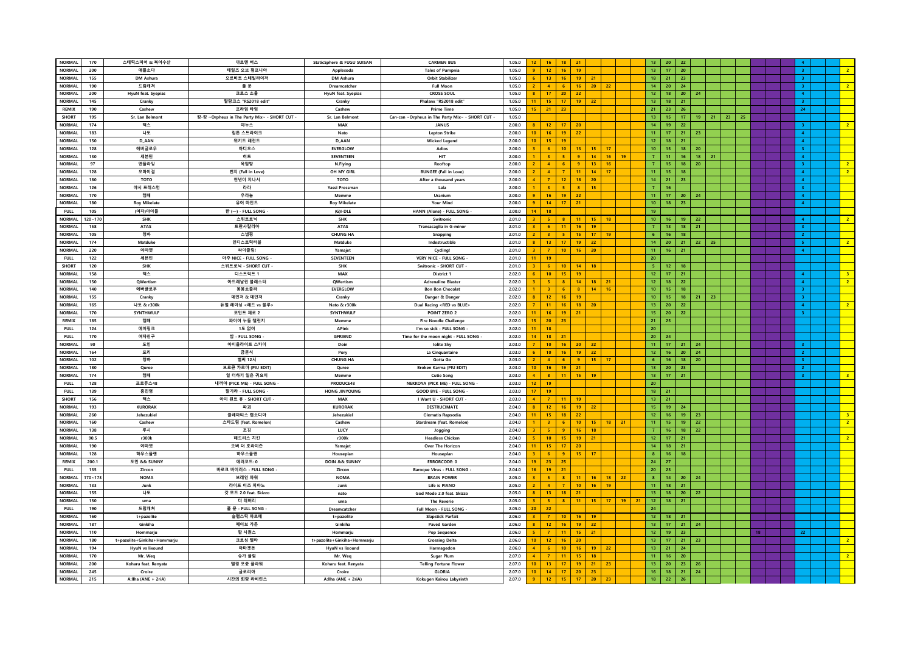| | | | | | | | | | | | | | | | | | | | | | | | | | | | | |
|---|---|---|---|---|---|---|---|---|---|---|---|---|---|---|---|---|---|---|---|---|---|---|---|---|---|---|---|---|
| NORMAL | 170 | 스태틱스피어 & 복어수산 | 까르멘 버스 | StaticSphere & FUGU SUISAN | CARMEN BUS | 1.05.0 | 12 | 16 | 18 | 21 | | | | | 13 | 20 | 22 | | | | | | | | | 4 | | |
| NORMAL | 200 | 애플소다 | 테일즈 오브 펌프니아 | Applesoda | Tales of Pumpnia | 1.05.0 | 9 | 12 | 16 | 19 | | | | | 13 | 17 | 20 | | | | | | | | | 3 | | 2 |
| NORMAL | 155 | DM Ashura | 오르비트 스태빌라이저 | DM Ashura | Orbit Stabilizer | 1.05.0 | 6 | 13 | 16 | 19 | 21 | | | | 18 | 21 | 23 | | | | | | | | | 3 | | |
| NORMAL | 190 | 드림캐쳐 | 풀 문 | Dreamcatcher | Full Moon | 1.05.0 | 2 | 4 | 6 | 16 | 20 | 22 | | | 14 | 20 | 24 | | | | | | | | | 3 | | 2 |
| NORMAL | 200 | HyuN feat. Syepias | 크로스 소울 | HyuN feat. Syepias | CROSS SOUL | 1.05.0 | 8 | 17 | 20 | 22 | | | | | 12 | 18 | 20 | 24 | | | | | | | | 4 | | |
| NORMAL | 145 | Cranky | 팔랑크스 "RS2018 edit" | Cranky | Phalanx "RS2018 edit" | 1.05.0 | 11 | 15 | 17 | 19 | 22 | | | | 13 | 18 | 21 | | | | | | | | | 3 | | |
| REMIX | 190 | Cashew | 프라임 타임 | Cashew | Prime Time | 1.05.0 | 15 | 21 | 23 | | | | | | 21 | 23 | 26 | | | | | | | | | 24 | | |
| SHORT | 195 | Sr. Lan Belmont | 캉-캉 ~Orpheus in The Party Mix~ - SHORT CUT - | Sr. Lan Belmont | Can-can ~Orpheus in The Party Mix~ - SHORT CUT - | 1.05.0 | | | | | | | | | 13 | 15 | 17 | 19 | 21 | 23 | 25 | | | | | | | |
| NORMAL | 174 | 맥스 | 야누스 | MAX | JANUS | 2.00.0 | 8 | 12 | 17 | 20 | | | | | 14 | 19 | 22 | | | | | | | | | 3 | | 2 |
| NORMAL | 183 | 나토 | 립톤 스트라이크 | Nato | Lepton Strike | 2.00.0 | 10 | 16 | 19 | 22 | | | | | 11 | 17 | 21 | 23 | | | | | | | | 4 | | |
| NORMAL | 150 | D_AAN | 위키드 레전드 | D_AAN | Wicked Legend | 2.00.0 | 10 | 15 | 19 | | | | | | 12 | 18 | 21 | | | | | | | | | 4 | | |
| NORMAL | 128 | 에버글로우 | 아디오스 | EVERGLOW | Adios | 2.00.0 | 3 | 6 | 10 | 13 | 15 | 17 | | | 10 | 15 | 18 | 20 | | | | | | | | 3 | | |
| NORMAL | 130 | 세븐틴 | 히트 | SEVENTEEN | HIT | 2.00.0 | 1 | 3 | 5 | 9 | 14 | 16 | 19 | | 7 | 11 | 16 | 18 | 21 | | | | | | | 4 | | |
| NORMAL | 97 | 엔플라잉 | 옥탑방 | N.Flying | Rooftop | 2.00.0 | 2 | 4 | 6 | 9 | 13 | 16 | | | 7 | 15 | 18 | 20 | | | | | | | | 3 | | 2 |
| NORMAL | 128 | 오마이걸 | 번지 (Fall in Love) | OH MY GIRL | BUNGEE (Fall in Love) | 2.00.0 | 2 | 4 | 7 | 11 | 14 | 17 | | | 11 | 15 | 18 | | | | | | | | | 4 | | 2 |
| NORMAL | 180 | TOTO | 천년이 지나서 | TOTO | After a thousand years | 2.00.0 | 4 | 7 | 12 | 18 | 20 | | | | 14 | 21 | 23 | | | | | | | | | 4 | | |
| NORMAL | 126 | 야시 프레스먼 | 라라 | Yassi Pressman | Lala | 2.00.0 | 1 | 3 | 5 | 8 | 15 | | | | 7 | 16 | | | | | | | | | | 3 | | |
| NORMAL | 170 | 멤메 | 우라늄 | Memme | Uranium | 2.00.0 | 9 | 16 | 19 | 22 | | | | | 11 | 17 | 20 | 24 | | | | | | | | 4 | | |
| NORMAL | 180 | Roy Mikelate | 유어 마인드 | Roy Mikelate | Your Mind | 2.00.0 | 9 | 14 | 17 | 21 | | | | | 10 | 18 | 23 | | | | | | | | | 4 | | |
| FULL | 105 | (여자)아이들 | 한 (一) - FULL SONG - | (G)I-DLE | HANN (Alone) - FULL SONG - | 2.00.0 | 14 | 18 | | | | | | | 19 | | | | | | | | | | | | | |
| NORMAL | 120~170 | SHK | 스위트로닉 | SHK | Switronic | 2.01.0 | 3 | 5 | 8 | 11 | 15 | 18 | | | 10 | 16 | 19 | 22 | | | | | | | | 4 | | 2 |
| NORMAL | 158 | ATAS | 트란사칼리아 | ATAS | Transacaglia in G-minor | 2.01.0 | 3 | 6 | 11 | 16 | 19 | | | | 7 | 13 | 18 | 21 | | | | | | | | 3 | | |
| NORMAL | 105 | 청하 | 스냅핑 | CHUNG HA | Snapping | 2.01.0 | 2 | 3 | 5 | 15 | 17 | 19 | | | 6 | 16 | 18 | | | | | | | | | 2 | | |
| NORMAL | 174 | Matduke | 인디스트럭터블 | Matduke | Indestructible | 2.01.0 | 8 | 13 | 17 | 19 | 22 | | | | 14 | 20 | 21 | 22 | 25 | | | | | | | 5 | | 2 |
| NORMAL | 220 | 야마젯 | 싸이클링! | Yamajet | Cycling! | 2.01.0 | 3 | 7 | 10 | 16 | 20 | | | | 11 | 16 | 21 | | | | | | | | | 4 | | |
| FULL | 122 | 세븐틴 | 아주 NICE - FULL SONG - | SEVENTEEN | VERY NICE - FULL SONG - | 2.01.0 | 11 | 19 | | | | | | | 20 | | | | | | | | | | | | | |
| SHORT | 120 | SHK | 스위트로닉 - SHORT CUT - | SHK | Switronic - SHORT CUT - | 2.01.0 | 3 | 6 | 10 | 14 | 18 | | | | 5 | 12 | 18 | | | | | | | | | | | |
| NORMAL | 158 | 맥스 | 디스트릭트 1 | MAX | District 1 | 2.02.0 | 6 | 10 | 15 | 19 | | | | | 12 | 17 | 21 | | | | | | | | | 4 | | 3 |
| NORMAL | 150 | QWertism | 아드레날린 블래스터 | QWertism | Adrenaline Blaster | 2.02.0 | 3 | 5 | 8 | 14 | 18 | 21 | | | 12 | 18 | 22 | | | | | | | | | 4 | | 2 |
| NORMAL | 140 | 에버글로우 | 봉봉쇼콜라 | EVERGLOW | Bon Bon Chocolat | 2.02.0 | 1 | 3 | 6 | 8 | 14 | 16 | | | 10 | 15 | 18 | | | | | | | | | 3 | | |
| NORMAL | 155 | Cranky | 데인저 & 데인저 | Cranky | Danger & Danger | 2.02.0 | 8 | 12 | 16 | 19 | | | | | 10 | 15 | 18 | 21 | 23 | | | | | | | 3 | | |
| NORMAL | 165 | 나토 & r300k | 듀얼 레이싱 <레드 vs 블루> | Nato & r300k | Dual Racing <RED vs BLUE> | 2.02.0 | 7 | 11 | 16 | 18 | 20 | | | | 13 | 20 | 22 | | | | | | | | | 4 | | 2 |
| NORMAL | 170 | SYNTHWULF | 포인트 제로 2 | SYNTHWULF | POINT ZERO 2 | 2.02.0 | 11 | 16 | 19 | 21 | | | | | 15 | 20 | 22 | | | | | | | | | 3 | | |
| REMIX | 185 | 멤메 | 파이어 누들 챌린지 | Memme | Fire Noodle Challenge | 2.02.0 | 15 | 20 | 23 | | | | | | 21 | 25 | | | | | | | | | | | | |
| FULL | 124 | 에이핑크 | 1도 없어 | APink | I'm so sick - FULL SONG - | 2.02.0 | 11 | 18 | | | | | | | 20 | | | | | | | | | | | | | |
| FULL | 170 | 여자친구 | 밤 - FULL SONG - | GFRIEND | Time for the moon night - FULL SONG - | 2.02.0 | 14 | 18 | 21 | | | | | | 20 | 24 | | | | | | | | | | | | |
| NORMAL | 90 | 도인 | 아이올라이트 스카이 | Doin | Iolite Sky | 2.03.0 | 7 | 10 | 16 | 20 | 22 | | | | 11 | 17 | 21 | 24 | | | | | | | | 3 | | |
| NORMAL | 164 | 포리 | 금혼식 | Pory | La Cinquantaine | 2.03.0 | 6 | 10 | 16 | 19 | 22 | | | | 12 | 16 | 20 | 24 | | | | | | | | 2 | | |
| NORMAL | 102 | 청하 | 벌써 12시 | CHUNG HA | Gotta Go | 2.03.0 | 2 | 4 | 6 | 9 | 15 | 17 | | | 6 | 16 | 18 | 20 | | | | | | | | 3 | | |
| NORMAL | 180 | Quree | 브로큰 카르마 (PIU EDIT) | Quree | Broken Karma (PIU EDIT) | 2.03.0 | 10 | 16 | 19 | 21 | | | | | 13 | 20 | 23 | | | | | | | | | 2 | | |
| NORMAL | 174 | 멤메 | 일 더하기 일은 귀요미 | Memme | Cutie Song | 2.03.0 | 4 | 8 | 11 | 15 | 19 | | | | 13 | 17 | 21 | | | | | | | | | 3 | | 3 |
| FULL | 128 | 프로듀스48 | 내꺼야 (PICK ME) - FULL SONG - | PRODUCE48 | NEKKOYA (PICK ME) - FULL SONG - | 2.03.0 | 12 | 19 | | | | | | | 20 | | | | | | | | | | | | | |
| FULL | 139 | 홍진영 | 잘가라 - FULL SONG - | HONG JINYOUNG | GOOD BYE - FULL SONG - | 2.03.0 | 17 | 19 | | | | | | | 18 | 21 | | | | | | | | | | | | |
| SHORT | 156 | 맥스 | 아이 원트 유 - SHORT CUT - | MAX | I Want U - SHORT CUT - | 2.03.0 | 4 | 7 | 11 | 19 | | | | | 13 | 21 | | | | | | | | | | | | |
| NORMAL | 193 | KURORAK | 파괴 | KURORAK | DESTRUCIMATE | 2.04.0 | 8 | 12 | 16 | 19 | 22 | | | | 15 | 19 | 24 | | | | | | | | | | | |
| NORMAL | 260 | Jehezukiel | 클레마티스 랩소디아 | Jehezukiel | Clematis Rapsodia | 2.04.0 | 11 | 15 | 18 | 22 | | | | | 12 | 16 | 19 | 23 | | | | | | | | | | 3 |
| NORMAL | 160 | Cashew | 스타드림 (feat. Romelon) | Cashew | Stardream (feat. Romelon) | 2.04.0 | 1 | 3 | 6 | 10 | 15 | 18 | 21 | | 11 | 15 | 19 | 22 | | | | | | | | | | 2 |
| NORMAL | 138 | 루시 | 조깅 | LUCY | Jogging | 2.04.0 | 3 | 5 | 9 | 16 | 18 | | | | 7 | 16 | 18 | 22 | | | | | | | | | | |
| NORMAL | 90.5 | r300k | 헤드리스 치킨 | r300k | Headless Chicken | 2.04.0 | 5 | 10 | 15 | 19 | 21 | | | | 12 | 17 | 21 | | | | | | | | | | | 2 |
| NORMAL | 190 | 야마젯 | 오버 더 호라이즌 | Yamajet | Over The Horizon | 2.04.0 | 11 | 15 | 17 | 20 | | | | | 14 | 18 | 21 | | | | | | | | | | | |
| NORMAL | 128 | 하우스플랜 | 하우스플랜 | Houseplan | Houseplan | 2.04.0 | 3 | 6 | 9 | 15 | 17 | | | | 8 | 16 | 18 | | | | | | | | | | | |
| REMIX | 200.1 | 도인 && SUNNY | 에러코드: 0 | DOIN && SUNNY | ERRORCODE: 0 | 2.04.0 | 19 | 23 | 25 | | | | | | 24 | 27 | | | | | | | | | | | | |
| FULL | 135 | Zircon | 바로크 바이러스 - FULL SONG - | Zircon | Baroque Virus - FULL SONG - | 2.04.0 | 16 | 19 | 21 | | | | | | 20 | 23 | | | | | | | | | | | | |
| NORMAL | 170~173 | NOMA | 브레인 파워 | NOMA | BRAIN POWER | 2.05.0 | 3 | 5 | 8 | 11 | 16 | 18 | 22 | | 8 | 14 | 20 | 24 | | | | | | | | | | |
| NORMAL | 133 | Junk | 라이프 이즈 피아노 | Junk | Life is PIANO | 2.05.0 | 2 | 4 | 7 | 10 | 16 | 19 | | | 11 | 18 | 21 | | | | | | | | | | | |
| NORMAL | 155 | 나토 | 갓 모드 2.0 feat. Skizzo | nato | God Mode 2.0 feat. Skizzo | 2.05.0 | 8 | 13 | 18 | 21 | | | | | 13 | 18 | 20 | 22 | | | | | | | | | | |
| NORMAL | 150 | uma | 더 레버리 | uma | The Reverie | 2.05.0 | 3 | 5 | 8 | 11 | 15 | 17 | 19 | 21 | 12 | 18 | 21 | | | | | | | | | | | |
| FULL | 190 | 드림캐쳐 | 풀 문 - FULL SONG - | Dreamcatcher | Full Moon - FULL SONG - | 2.05.0 | 20 | 22 | | | | | | | 24 | | | | | | | | | | | | | |
| NORMAL | 160 | t+pazolite | 슬랩스틱 파르페 | t+pazolite | Slapstick Parfait | 2.06.0 | 3 | 7 | 10 | 16 | 19 | | | | 12 | 18 | 21 | | | | | | | | | | | |
| NORMAL | 187 | Ginkiha | 페이브 가든 | Ginkiha | Paved Garden | 2.06.0 | 8 | 12 | 16 | 19 | 22 | | | | 13 | 17 | 21 | 24 | | | | | | | | | | |
| NORMAL | 110 | Hommarju | 팝 시퀀스 | Hommarju | Pop Sequence | 2.06.0 | 5 | 7 | 11 | 15 | 21 | | | | 12 | 19 | 23 | | | | | | | 18 | | 22 | | |
| NORMAL | 180 | t+pazolite+Ginkiha+Hommarju | 크로싱 델타 | t+pazolite+Ginkiha+Hommarju | Crossing Delta | 2.06.0 | 10 | 12 | 16 | 20 | | | | | 13 | 17 | 21 | 23 | | | | | | | | | | 2 |
| NORMAL | 194 | HyuN vs Ixound | 아마겟돈 | HyuN vs Ixound | Harmagedon | 2.06.0 | 4 | 6 | 10 | 16 | 19 | 22 | | | 13 | 21 | 24 | | | | | | | | | | | |
| NORMAL | 170 | Mr. Weq | 슈가 플럼 | Mr. Weq | Sugar Plum | 2.07.0 | 4 | 7 | 11 | 15 | 18 | | | | 11 | 16 | 20 | | | | | | | | | | | 2 |
| NORMAL | 200 | Koharu feat. Renyata | 텔링 포츈 플라워 | Koharu feat. Renyata | Telling Fortune Flower | 2.07.0 | 10 | 13 | 17 | 19 | 21 | 23 | | | 13 | 20 | 23 | 26 | | | | | | | | | | |
| NORMAL | 245 | Croire | 글로리아 | Croire | GLORIA | 2.07.0 | 10 | 14 | 17 | 20 | 23 | | | | 16 | 18 | 21 | 24 | | | | | | | | | | |
| NORMAL | 215 | A:llha (ANE + 2riA) | 시간의 회랑 라비린스 | A:llha (ANE + 2riA) | Kokugen Kairou Labyrinth | 2.07.0 | 9 | 12 | 15 | 17 | 20 | 23 | | | 18 | 22 | 26 | | | | | | | | | | | |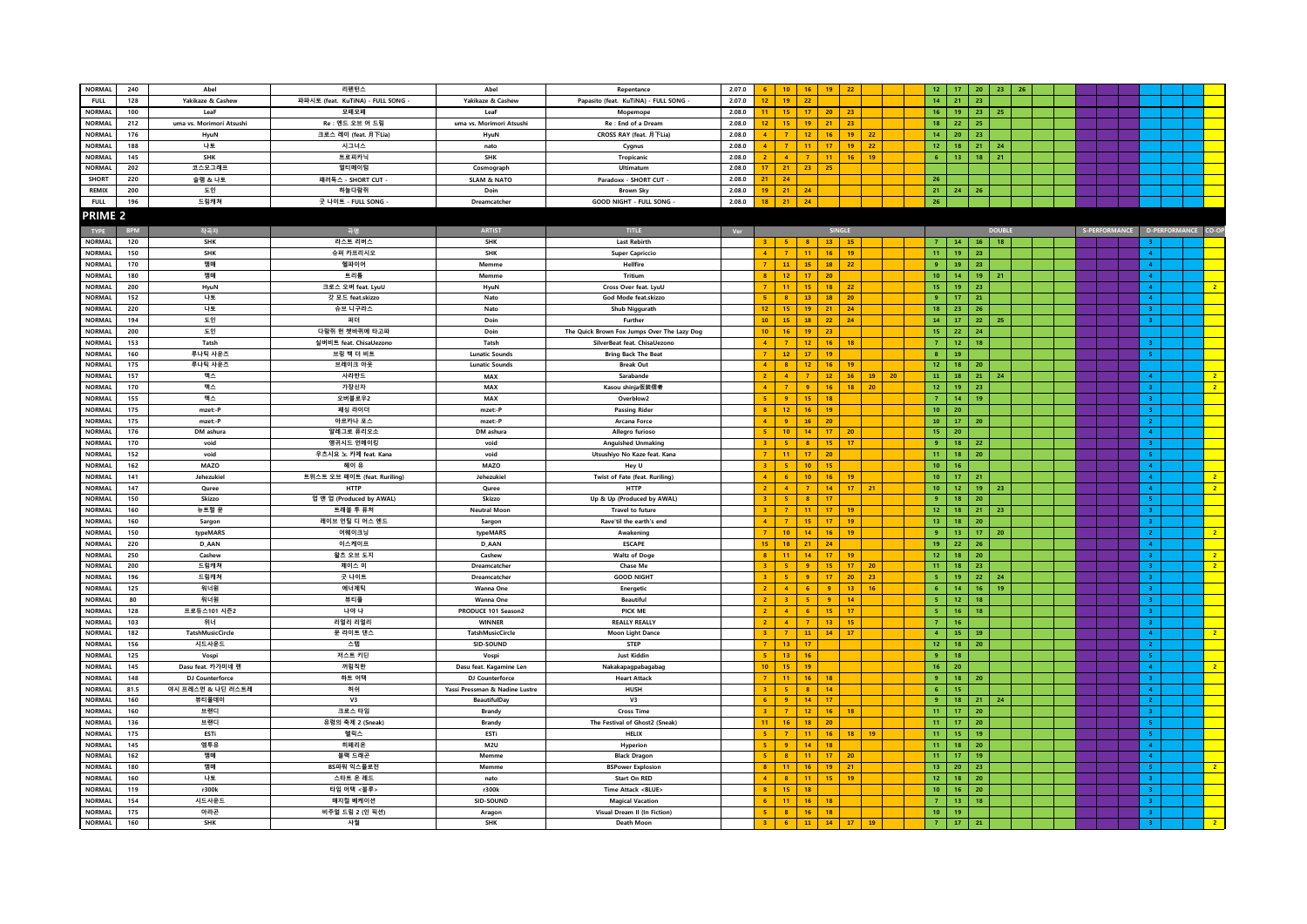| TYPE | BPM | 작곡자 | 곡명 | ARTIST | TITLE | Ver | SINGLE | | | | | | | DOUBLE | | | | | | | S-PERFORMANCE | | | D-PERFORMANCE | | | CO-OP |
|---|---|---|---|---|---|---|---|---|---|---|---|---|---|---|---|---|---|---|---|---|---|---|---|---|---|---|---|
| NORMAL | 240 | Abel | 리펜턴스 | Abel | Repentance | 2.07.0 | 6 | 10 | 16 | 19 | 22 | | | 12 | 17 | 20 | 23 | 26 | | | | | | | | | |
| FULL | 128 | Yakikaze & Cashew | 파파시토 (feat. KuTiNA) - FULL SONG - | Yakikaze & Cashew | Papasito (feat. KuTiNA) - FULL SONG - | 2.07.0 | 12 | 19 | 22 | | | | | 14 | 21 | 23 | | | | | | | | | | | |
| NORMAL | 100 | LeaF | 모페모페 | LeaF | Mopemope | 2.08.0 | 11 | 15 | 17 | 20 | 23 | | | 16 | 19 | 23 | 25 | | | | | | | | | | |
| NORMAL | 212 | uma vs. Morimori Atsushi | Re : 엔드 오브 어 드림 | uma vs. Morimori Atsushi | Re : End of a Dream | 2.08.0 | 12 | 15 | 19 | 21 | 23 | | | 18 | 22 | 25 | | | | | | | | | | | |
| NORMAL | 176 | HyuN | 크로스 레이 (feat. 月下Lia) | HyuN | CROSS RAY (feat. 月下Lia) | 2.08.0 | 4 | 7 | 12 | 16 | 19 | 22 | | 14 | 20 | 23 | | | | | | | | | | | |
| NORMAL | 188 | 나토 | 시그너스 | nato | Cygnus | 2.08.0 | 4 | 7 | 11 | 17 | 19 | 22 | | 12 | 18 | 21 | 24 | | | | | | | | | | |
| NORMAL | 145 | SHK | 트로피카닉 | SHK | Tropicanic | 2.08.0 | 2 | 4 | 7 | 11 | 16 | 19 | | 6 | 13 | 18 | 21 | | | | | | | | | | |
| NORMAL | 202 | 코스모그래프 | 얼티메이텀 | Cosmograph | Ultimatum | 2.08.0 | 17 | 21 | 23 | 25 | | | | | | | | | | | | | | | | | |
| SHORT | 220 | 슬램 & 나토 | 패러독스 - SHORT CUT - | SLAM & NATO | Paradoxx - SHORT CUT - | 2.08.0 | 21 | 24 | | | | | | 26 | | | | | | | | | | | | | |
| REMIX | 200 | 도인 | 하늘다람쥐 | Doin | Brown Sky | 2.08.0 | 19 | 21 | 24 | | | | | 21 | 24 | 26 | | | | | | | | | | | |
| FULL | 196 | 드림캐쳐 | 굿 나이트 - FULL SONG - | Dreamcatcher | GOOD NIGHT - FULL SONG - | 2.08.0 | 18 | 21 | 24 | | | | | 26 | | | | | | | | | | | | | |

## PRIME 2

| TYPE | BPM | 작곡자 | 곡명 | ARTIST | TITLE | Ver | SINGLE | | | | | | | DOUBLE | | | | | | | S-PERFORMANCE | | | D-PERFORMANCE | | | CO-OP |
|---|---|---|---|---|---|---|---|---|---|---|---|---|---|---|---|---|---|---|---|---|---|---|---|---|---|---|---|
| NORMAL | 120 | SHK | 라스트 리버스 | SHK | Last Rebirth | | 3 | 5 | 8 | 13 | 15 | | | 7 | 14 | 16 | 18 | | | | | | | 3 | | | |
| NORMAL | 150 | SHK | 슈퍼 카프리치오 | SHK | Super Capriccio | | 4 | 7 | 11 | 16 | 19 | | | 11 | 19 | 23 | | | | | | | | 4 | | | |
| NORMAL | 170 | 멤메 | 헬파이어 | Memme | Hellfire | | 7 | 11 | 15 | 18 | 22 | | | 9 | 19 | 23 | | | | | | | | 4 | | | |
| NORMAL | 180 | 멤메 | 트리튬 | Memme | Tritium | | 8 | 12 | 17 | 20 | | | | 10 | 14 | 19 | 21 | | | | | | | 4 | | | |
| NORMAL | 200 | HyuN | 크로스 오버 feat. LyuU | HyuN | Cross Over feat. LyuU | | 7 | 11 | 15 | 18 | 22 | | | 15 | 19 | 23 | | | | | | | | 4 | | | 2 |
| NORMAL | 152 | 나토 | 갓 모드 feat.skizzo | Nato | God Mode feat.skizzo | | 5 | 8 | 13 | 18 | 20 | | | 9 | 17 | 21 | | | | | | | | 4 | | | |
| NORMAL | 220 | 나토 | 슈브 니구라스 | Nato | Shub Niggurath | | 12 | 15 | 19 | 21 | 24 | | | 18 | 23 | 26 | | | | | | | | 3 | | | |
| NORMAL | 194 | 도인 | 퍼더 | Doin | Further | | 10 | 15 | 18 | 22 | 24 | | | 14 | 17 | 22 | 25 | | | | | | | 3 | | | |
| NORMAL | 200 | 도인 | 다람쥐 헌 쳇바퀴에 타고파 | Doin | The Quick Brown Fox Jumps Over The Lazy Dog | | 10 | 16 | 19 | 23 | | | | 15 | 22 | 24 | | | | | | | | | | | |
| NORMAL | 153 | Tatsh | 실버비트 feat. ChisaUezono | Tatsh | SilverBeat feat. ChisaUezono | | 4 | 7 | 12 | 16 | 18 | | | 7 | 12 | 18 | | | | | | | | 3 | | | |
| NORMAL | 160 | 루나틱 사운즈 | 브링 백 더 비트 | Lunatic Sounds | Bring Back The Beat | | 7 | 12 | 17 | 19 | | | | 8 | 19 | | | | | | | | | 5 | | | |
| NORMAL | 175 | 루나틱 사운즈 | 브레이크 아웃 | Lunatic Sounds | Break Out | | 4 | 8 | 12 | 16 | 19 | | | 12 | 18 | 20 | | | | | | | | | | | |
| NORMAL | 157 | 맥스 | 사라반드 | MAX | Sarabande | | 2 | 4 | 7 | 12 | 16 | 19 | 20 | 11 | 18 | 21 | 24 | | | | | | | 4 | | | 2 |
| NORMAL | 170 | 맥스 | 가창신자 | MAX | Kasou shinja仮装信者 | | 4 | 7 | 9 | 16 | 18 | 20 | | 12 | 19 | 23 | | | | | | | | 3 | | | 2 |
| NORMAL | 155 | 맥스 | 오버블로우2 | MAX | Overblow2 | | 5 | 9 | 15 | 18 | | | | 7 | 14 | 19 | | | | | | | | 3 | | | |
| NORMAL | 175 | mzet:-P | 패싱 라이더 | mzet:-P | Passing Rider | | 8 | 12 | 16 | 19 | | | | 10 | 20 | | | | | | | | | 3 | | | |
| NORMAL | 175 | mzet:-P | 아르카나 포스 | mzet:-P | Arcana Force | | 4 | 9 | 16 | 20 | | | | 10 | 17 | 20 | | | | | | | | 2 | | | |
| NORMAL | 176 | DM ashura | 알레그로 퓨리오소 | DM ashura | Allegro furioso | | 5 | 10 | 14 | 17 | 20 | | | 15 | 20 | | | | | | | | | 4 | | | |
| NORMAL | 170 | void | 앵귀시드 언메이킹 | void | Anguished Unmaking | | 3 | 5 | 8 | 15 | 17 | | | 9 | 18 | 22 | | | | | | | | 3 | | | |
| NORMAL | 152 | void | 우츠시요 노 카제 feat. Kana | void | Utsushiyo No Kaze feat. Kana | | 7 | 11 | 17 | 20 | | | | 11 | 18 | 20 | | | | | | | | 5 | | | |
| NORMAL | 162 | MAZO | 헤이 유 | MAZO | Hey U | | 3 | 5 | 10 | 15 | | | | 10 | 16 | | | | | | | | | 4 | | | |
| NORMAL | 141 | Jehezukiel | 트위스트 오브 페이트 (feat. Ruriling) | Jehezukiel | Twist of Fate (feat. Ruriling) | | 4 | 6 | 10 | 16 | 19 | | | 10 | 17 | 21 | | | | | | | | 4 | | | 2 |
| NORMAL | 147 | Queee | HTTP | Queee | HTTP | | 2 | 4 | 7 | 14 | 17 | 21 | | 10 | 12 | 19 | 23 | | | | | | | 4 | | | 2 |
| NORMAL | 150 | Skizzo | 업 앤 업 (Produced by AWAL) | Skizzo | Up & Up (Produced by AWAL) | | 3 | 5 | 8 | 17 | | | | 9 | 18 | 20 | | | | | | | | 5 | | | |
| NORMAL | 160 | 뉴트럴 문 | 트레블 투 퓨처 | Neutral Moon | Travel to future | | 3 | 7 | 11 | 17 | 19 | | | 12 | 18 | 21 | 23 | | | | | | | 3 | | | |
| NORMAL | 160 | Sargon | 레이브 언틸 디 어스 엔드 | Sargon | Rave'til the earth's end | | 4 | 7 | 15 | 17 | 19 | | | 13 | 18 | 20 | | | | | | | | 3 | | | |
| NORMAL | 150 | typeMARS | 어웨이크닝 | typeMARS | Awakening | | 7 | 10 | 14 | 16 | 19 | | | 9 | 13 | 17 | 20 | | | | | | | 2 | | | 2 |
| NORMAL | 220 | D_AAN | 이스케이프 | D_AAN | ESCAPE | | 15 | 18 | 21 | 24 | | | | 19 | 22 | 26 | | | | | | | | 4 | | | |
| NORMAL | 250 | Cashew | 왈츠 오브 도지 | Cashew | Waltz of Doge | | 8 | 11 | 14 | 17 | 19 | | | 12 | 18 | 20 | | | | | | | | 3 | | | 2 |
| NORMAL | 200 | 드림캐쳐 | 체이스 미 | Dreamcatcher | Chase Me | | 3 | 5 | 9 | 15 | 17 | 20 | | 11 | 18 | 23 | | | | | | | | 3 | | | 2 |
| NORMAL | 196 | 드림캐쳐 | 굿 나이트 | Dreamcatcher | GOOD NIGHT | | 3 | 5 | 9 | 17 | 20 | 23 | | 5 | 19 | 22 | 24 | | | | | | | 3 | | | |
| NORMAL | 125 | 워너원 | 에너제틱 | Wanna One | Energetic | | 2 | 4 | 6 | 9 | 13 | 16 | | 6 | 14 | 16 | 19 | | | | | | | 3 | | | |
| NORMAL | 80 | 워너원 | 뷰티풀 | Wanna One | Beautiful | | 2 | 3 | 5 | 9 | 14 | | | 5 | 12 | 18 | | | | | | | | 3 | | | |
| NORMAL | 128 | 프로듀스101 시즌2 | 나야 나 | PRODUCE 101 Season2 | PICK ME | | 2 | 4 | 6 | 15 | 17 | | | 5 | 16 | 18 | | | | | | | | 3 | | | |
| NORMAL | 103 | 위너 | 리얼리 리얼리 | WINNER | REALLY REALLY | | 2 | 4 | 7 | 13 | 15 | | | 7 | 16 | | | | | | | | | 3 | | | |
| NORMAL | 182 | TatshMusicCircle | 문 라이트 댄스 | TatshMusicCircle | Moon Light Dance | | 3 | 7 | 11 | 14 | 17 | | | 4 | 15 | 19 | | | | | | | | 4 | | | 2 |
| NORMAL | 156 | 시드사운드 | 스텝 | SID-SOUND | STEP | | 7 | 13 | 17 | | | | | 12 | 18 | 20 | | | | | | | | 2 | | | |
| NORMAL | 125 | Vospi | 저스트 키딘 | Vospi | Just Kiddin | | 5 | 13 | 16 | | | | | 9 | 18 | | | | | | | | | 5 | | | |
| NORMAL | 145 | Dasu feat. 카가미네 렌 | 꺼림칙한 | Dasu feat. Kagamine Len | Nakakapagpabagabag | | 10 | 15 | 19 | | | | | 16 | 20 | | | | | | | | | 4 | | | 2 |
| NORMAL | 148 | DJ Counterforce | 하트 어택 | DJ Counterforce | Heart Attack | | 7 | 11 | 16 | 18 | | | | 9 | 18 | 20 | | | | | | | | 3 | | | |
| NORMAL | 81.5 | 야시 프레스먼 & 나딘 러스트레 | 허쉬 | Yassi Pressman & Nadine Lustre | HUSH | | 3 | 5 | 8 | 14 | | | | 6 | 15 | | | | | | | | | 4 | | | |
| NORMAL | 160 | 뷰티풀데이 | V3 | BeautifulDay | V3 | | 6 | 9 | 14 | 17 | | | | 9 | 18 | 21 | 24 | | | | | | | 2 | | | |
| NORMAL | 160 | 브랜디 | 크로스 타임 | Brandy | Cross Time | | 3 | 7 | 12 | 16 | 18 | | | 11 | 17 | 20 | | | | | | | | 3 | | | |
| NORMAL | 136 | 브랜디 | 유령의 축제 2 (Sneak) | Brandy | The Festival of Ghost2 (Sneak) | | 11 | 16 | 18 | 20 | | | | 11 | 17 | 20 | | | | | | | | 5 | | | |
| NORMAL | 175 | ESTi | 헬릭스 | ESTi | HELIX | | 5 | 7 | 11 | 16 | 18 | 19 | | 11 | 15 | 19 | | | | | | | | 5 | | | |
| NORMAL | 145 | 엠투유 | 히페리온 | M2U | Hyperion | | 5 | 9 | 14 | 18 | | | | 11 | 18 | 20 | | | | | | | | 4 | | | |
| NORMAL | 162 | 멤메 | 블랙 드래곤 | Memme | Black Dragon | | 5 | 8 | 11 | 17 | 20 | | | 11 | 17 | 19 | | | | | | | | 4 | | | |
| NORMAL | 180 | 멤메 | BS파워 익스플로전 | Memme | BSPower Explosion | | 8 | 11 | 16 | 19 | 21 | | | 13 | 20 | 23 | | | | | | | | 5 | | | 2 |
| NORMAL | 160 | 나토 | 스타트 온 레드 | nato | Start On RED | | 4 | 8 | 11 | 15 | 19 | | | 12 | 18 | 20 | | | | | | | | 3 | | | |
| NORMAL | 119 | r300k | 타임 어택 <블루> | r300k | Time Attack <BLUE> | | 8 | 15 | 18 | | | | | 10 | 16 | 20 | | | | | | | | 3 | | | |
| NORMAL | 154 | 시드사운드 | 매지컬 베케이션 | SID-SOUND | Magical Vacation | | 6 | 11 | 16 | 18 | | | | 7 | 13 | 18 | | | | | | | | 3 | | | |
| NORMAL | 175 | 아라곤 | 비주얼 드림 2 (인 픽션) | Aragon | Visual Dream II (In Fiction) | | 5 | 8 | 16 | 18 | | | | 10 | 19 | | | | | | | | | 3 | | | |
| NORMAL | 160 | SHK | 사월 | SHK | Death Moon | | 3 | 6 | 11 | 14 | 17 | 19 | | 7 | 17 | 21 | | | | | | | | 3 | | | 2 |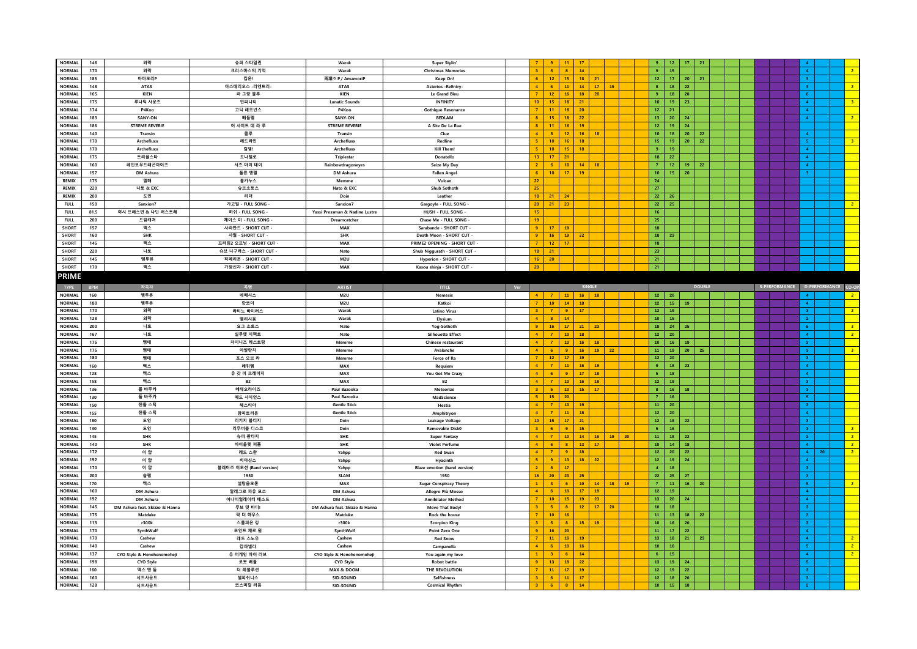| NORMAL | 146 | 와락 | 슈퍼 스타일린 | Warak | Super Stylin' | | 7 | 9 | 11 | 17 | | | | 9 | 12 | 17 | 21 | | | | 4 | | |
|---|---|---|---|---|---|---|---|---|---|---|---|---|---|---|---|---|---|---|---|---|---|---|---|
| NORMAL | 170 | 와락 | 크리스마스의 기억 | Warak | Christmas Memories | | 3 | 5 | 8 | 14 | | | | 9 | 15 | | | | | | 4 | | 2 |
| NORMAL | 185 | 아마모리P | 킵온! | 雨漏りP / AmamoriP | Keep On! | | 6 | 12 | 15 | 18 | 21 | | | 12 | 17 | 20 | 21 | | | | 3 | | |
| NORMAL | 148 | ATAS | 아스테리오스 -리엔트리- | ATAS | Asterios -ReEntry- | | 4 | 6 | 11 | 14 | 17 | 19 | | 8 | 18 | 22 | | | | | 3 | | 2 |
| NORMAL | 165 | KIEN | 르 그랑 블루 | KIEN | Le Grand Bleu | | 7 | 12 | 16 | 18 | 20 | | | 9 | 18 | 20 | | | | | 6 | | |
| NORMAL | 175 | 루나틱 사운즈 | 인피니티 | Lunatic Sounds | INFINITY | | 10 | 15 | 18 | 21 | | | | 10 | 19 | 23 | | | | | 4 | | 3 |
| NORMAL | 174 | P4Koo | 고딕 레조넌스 | P4Koo | Gothique Resonance | | 7 | 11 | 18 | 20 | | | | 12 | 21 | | | | | | 4 | | |
| NORMAL | 183 | SANY-ON | 베들램 | SANY-ON | BEDLAM | | 8 | 15 | 18 | 22 | | | | 13 | 20 | 24 | | | | | 4 | | 2 |
| NORMAL | 186 | STREME REVERIE | 어 사이트 데 라 루 | STREME REVERIE | A Site De La Rue | | 8 | 11 | 16 | 19 | | | | 12 | 19 | 24 | | | | | | | |
| NORMAL | 140 | Transin | 클루 | Transin | Clue | | 4 | 8 | 12 | 16 | 18 | | | 10 | 18 | 20 | 22 | | | | 4 | | |
| NORMAL | 170 | Archefluxx | 레드라인 | Archefluxx | Redline | | 5 | 10 | 16 | 18 | | | | 15 | 19 | 20 | 22 | | | | 5 | | 3 |
| NORMAL | 170 | Archefluxx | 킬뎀! | Archefluxx | Kill Them! | | 5 | 10 | 15 | 18 | | | | 9 | 19 | | | | | | 4 | | |
| NORMAL | 175 | 트리플스타 | 도나텔로 | Triplestar | Donatello | | 13 | 17 | 21 | | | | | 18 | 22 | | | | | | 4 | | |
| NORMAL | 160 | 레인보우드래곤아이즈 | 시즈 마이 데이 | Rainbowdragoneyes | Seize My Day | | 2 | 6 | 10 | 14 | 18 | | | 7 | 12 | 19 | 22 | | | | 4 | | |
| NORMAL | 157 | DM Ashura | 폴른 엔젤 | DM Ashura | Fallen Angel | | 6 | 10 | 17 | 19 | | | | 10 | 15 | 20 | | | | | 3 | | |
| REMIX | 175 | 멤메 | 불카누스 | Memme | Vulcan | | 22 | | | | | | | 24 | | | | | | | | | |
| REMIX | 220 | 나토 & EXC | 슈브 소토스 | Nato & EXC | Shub Sothoth | | 25 | | | | | | | 27 | | | | | | | | | |
| REMIX | 200 | 도인 | 레더 | Doin | Leather | | 18 | 21 | 24 | | | | | 22 | 26 | | | | | | | | |
| FULL | 150 | Sanxion7 | 가고일 - FULL SONG - | Sanxion7 | Gargoyle - FULL SONG - | | 20 | 21 | 23 | | | | | 22 | 25 | | | | | | | | 2 |
| FULL | 81.5 | 야시 프레스먼 & 나딘 러스트레 | 허쉬 - FULL SONG - | Yassi Pressman & Nadine Lustre | HUSH - FULL SONG - | | 15 | | | | | | | 16 | | | | | | | | | |
| FULL | 200 | 드림캐쳐 | 체이스 미 - FULL SONG - | Dreamcatcher | Chase Me - FULL SONG - | | 19 | | | | | | | 25 | | | | | | | | | |
| SHORT | 157 | 맥스 | 사라반드 - SHORT CUT - | MAX | Sarabande - SHORT CUT - | | 9 | 17 | 19 | | | | | 18 | | | | | | | | | |
| SHORT | 160 | SHK | 사월 - SHORT CUT - | SHK | Death Moon - SHORT CUT - | | 9 | 16 | 19 | 22 | | | | 18 | 23 | | | | | | | | |
| SHORT | 145 | 맥스 | 프라임2 오프닝 - SHORT CUT - | MAX | PRIME2 OPENING - SHORT CUT - | | 7 | 12 | 17 | | | | | 18 | | | | | | | | | |
| SHORT | 220 | 나토 | 슈브 니구라스 - SHORT CUT - | Nato | Shub Niggurath - SHORT CUT - | | 18 | 21 | | | | | | 23 | | | | | | | | | |
| SHORT | 145 | 엠투유 | 히페리온 - SHORT CUT - | M2U | Hyperion - SHORT CUT - | | 16 | 20 | | | | | | 21 | | | | | | | | | |
| SHORT | 170 | 맥스 | 가창신자 - SHORT CUT - | MAX | Kasou shinja - SHORT CUT - | | 20 | | | | | | | 21 | | | | | | | | | |

## PRIME

| TYPE | BPM | 작곡자 | 곡명 | ARTIST | TITLE | Ver | SINGLE | | | | | | | DOUBLE | | | | | S-PERFORMANCE | | D-PERFORMANCE | | CO-OP |
|---|---|---|---|---|---|---|---|---|---|---|---|---|---|---|---|---|---|---|---|---|---|---|---|
| NORMAL | 160 | 엠투유 | 네메시스 | M2U | Nemesis | | 4 | 7 | 11 | 16 | 18 | | | 12 | 20 | | | | | | 4 | | 2 |
| NORMAL | 180 | 엠투유 | 캇코이 | M2U | Katkoi | | 7 | 10 | 14 | 18 | | | | 12 | 15 | 19 | | | | | 4 | | |
| NORMAL | 170 | 와락 | 라티노 바이러스 | Warak | Latino Virus | | 3 | 7 | 9 | 17 | | | | 12 | 19 | | | | | | 3 | | 2 |
| NORMAL | 128 | 와락 | 엘리시움 | Warak | Elysium | | 4 | 8 | 14 | | | | | 10 | 15 | | | | | | 2 | | |
| NORMAL | 200 | 나토 | 요그 소토스 | Nato | Yog-Sothoth | | 9 | 16 | 17 | 21 | 23 | | | 18 | 24 | 25 | | | | | 5 | | 3 |
| NORMAL | 167 | 나토 | 실루엣 이펙트 | Nato | Silhouette Effect | | 4 | 7 | 10 | 18 | | | | 12 | 20 | | | | | | 4 | | 2 |
| NORMAL | 175 | 멤메 | 차이니즈 레스토랑 | Memme | Chinese restaurant | | 4 | 7 | 10 | 16 | 18 | | | 10 | 16 | 19 | | | | | 3 | | |
| NORMAL | 175 | 멤메 | 아발란치 | Memme | Avalanche | | 4 | 6 | 9 | 16 | 19 | 22 | | 11 | 19 | 20 | 25 | | | | 3 | | 3 |
| NORMAL | 180 | 멤메 | 포스 오브 라 | Memme | Force of Ra | | 7 | 12 | 17 | 19 | | | | 12 | 20 | | | | | | 3 | | |
| NORMAL | 160 | 맥스 | 레퀴엠 | MAX | Requiem | | 4 | 7 | 11 | 16 | 19 | | | 9 | 18 | 23 | | | | | 4 | | |
| NORMAL | 128 | 맥스 | 유 갓 미 크레이지 | MAX | You Got Me Crazy | | 4 | 6 | 9 | 17 | 18 | | | 5 | 18 | | | | | | 4 | | |
| NORMAL | 158 | 맥스 | B2 | MAX | B2 | | 4 | 7 | 10 | 16 | 18 | | | 12 | 19 | | | | | | 3 | | |
| NORMAL | 136 | 폴 바주카 | 메테오라이즈 | Paul Bazooka | Meteorize | | 3 | 5 | 10 | 15 | 17 | | | 8 | 16 | 18 | | | | | 3 | | |
| NORMAL | 130 | 폴 바주카 | 매드 사이언스 | Paul Bazooka | Mad5cience | | 5 | 15 | 20 | | | | | 7 | 16 | | | | | | 5 | | |
| NORMAL | 150 | 젠틀 스틱 | 헤스티아 | Gentle Stick | Hestia | | 4 | 7 | 10 | 19 | | | | 11 | 20 | | | | | | 3 | | |
| NORMAL | 155 | 젠틀 스틱 | 암피트리온 | Gentle Stick | Amphitryon | | 4 | 7 | 11 | 18 | | | | 12 | 20 | | | | | | 4 | | |
| NORMAL | 180 | 도인 | 리키지 볼티지 | Doin | Leakage Voltage | | 10 | 15 | 17 | 21 | | | | 12 | 18 | 22 | | | | | 3 | | |
| NORMAL | 130 | 도인 | 리무버블 디스크 | Doin | Removable Disk0 | | 3 | 6 | 9 | 15 | | | | 5 | 16 | | | | | | 3 | | 2 |
| NORMAL | 145 | SHK | 슈퍼 판타지 | SHK | Super Fantasy | | 4 | 7 | 10 | 14 | 16 | 19 | 20 | 11 | 18 | 22 | | | | | 2 | | 2 |
| NORMAL | 140 | SHK | 바이올렛 퍼퓸 | SHK | Violet Perfume | | 4 | 6 | 8 | 13 | 17 | | | 10 | 14 | 18 | | | | | 4 | | 2 |
| NORMAL | 172 | 이얍 | 레드 스완 | Yahpp | Red Swan | | 4 | 7 | 9 | 18 | | | | 12 | 20 | 22 | | | | | 4 | 20 | 2 |
| NORMAL | 192 | 이얍 | 히아신스 | Yahpp | Hyacinth | | 5 | 9 | 13 | 18 | 22 | | | 12 | 19 | 24 | | | | | 4 | | |
| NORMAL | 170 | 이얍 | 블레이즈 이모션 (Band version) | Yahpp | Blaze emotion (band version) | | 2 | 8 | 17 | | | | | 4 | 18 | | | | | | 3 | | |
| NORMAL | 200 | 슬램 | 1950 | SLAM | 1950 | | 16 | 20 | 23 | 25 | | | | 22 | 25 | 27 | | | | | 3 | | |
| NORMAL | 170 | 맥스 | 설탕음모론 | MAX | Sugar Conspiracy Theory | | 1 | 3 | 6 | 10 | 14 | 18 | 19 | 7 | 11 | 16 | 20 | | | | 5 | | 2 |
| NORMAL | 160 | DM Ashura | 알레그로 피유 모소 | DM Ashura | Allegro Più Mosso | | 4 | 6 | 10 | 17 | 19 | | | 12 | 19 | | | | | | 4 | | |
| NORMAL | 192 | DM Ashura | 어나이얼레이터 메소드 | DM Ashura | Annihilator Method | | 7 | 10 | 15 | 19 | 23 | | | 13 | 20 | 24 | | | | | 4 | | |
| NORMAL | 145 | DM Ashura feat. Skizzo & Hanna | 무브 댓 바디! | DM Ashura feat. Skizzo & Hanna | Move That Body! | | 3 | 5 | 8 | 12 | 17 | 20 | | 10 | 18 | | | | | | 3 | | |
| NORMAL | 175 | Matduke | 락 더 하우스 | Matduke | Rock the house | | 7 | 10 | 16 | | | | | 11 | 13 | 18 | 22 | | | | 3 | | |
| NORMAL | 113 | r300k | 스콜피온 킹 | r300k | Scorpion King | | 3 | 5 | 8 | 15 | 19 | | | 10 | 16 | 20 | | | | | 3 | | |
| NORMAL | 170 | SynthWulf | 포인트 제로 원 | SynthWulf | Point Zero One | | 9 | 16 | 20 | | | | | 11 | 17 | 22 | | | | | 4 | | |
| NORMAL | 170 | Cashew | 레드 스노우 | Cashew | Red Snow | | 7 | 11 | 16 | 19 | | | | 13 | 18 | 21 | 23 | | | | 4 | | 2 |
| NORMAL | 140 | Cashew | 캄파넬라 | Cashew | Campanella | | 4 | 6 | 10 | 16 | | | | 10 | 16 | | | | | | 5 | | 2 |
| NORMAL | 137 | CYO Style & Henohenomoheji | 유 어게인 마이 러브 | CYO Style & Henohenomoheji | You again my love | | 1 | 3 | 6 | 14 | | | | 6 | 15 | | | | | | 4 | | 2 |
| NORMAL | 198 | CYO Style | 로봇 배틀 | CYO Style | Robot battle | | 9 | 13 | 18 | 22 | | | | 13 | 19 | 24 | | | | | 5 | | |
| NORMAL | 160 | 맥스 앤 둠 | 더 레볼루션 | MAX & DOOM | THE REVOLUTION | | 7 | 11 | 17 | 19 | | | | 12 | 19 | 22 | | | | | 3 | | |
| NORMAL | 160 | 시드사운드 | 셀피쉬니스 | SID-SOUND | Selfishness | | 3 | 6 | 11 | 17 | | | | 12 | 18 | 20 | | | | | 3 | | |
| NORMAL | 128 | 시드사운드 | 코스미컬 리듬 | SID-SOUND | Cosmical Rhythm | | 3 | 6 | 8 | 14 | | | | 10 | 15 | 18 | | | | | 2 | | |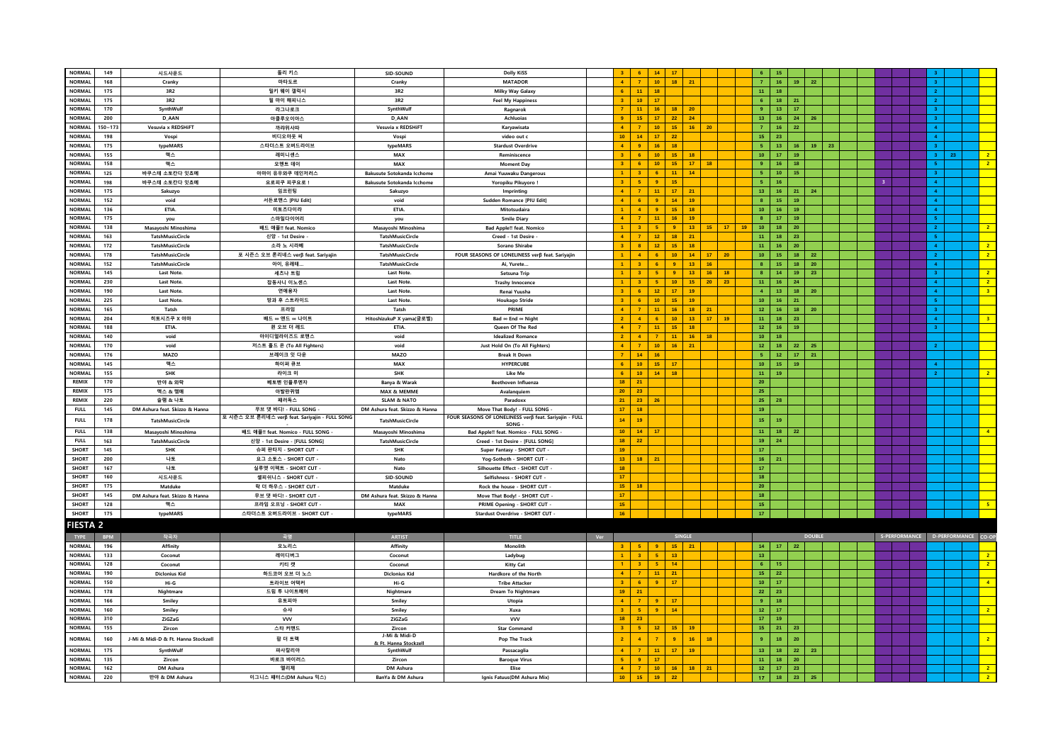| | | | | | | | | | | | | | | | | | | | | | | | | | | | |
|---|---|---|---|---|---|---|---|---|---|---|---|---|---|---|---|---|---|---|---|---|---|---|---|---|---|---|---|
| NORMAL | 149 | 시드사운드 | 돌리 키스 | SID-SOUND | Dolly KiSS | | 3 | 6 | 14 | 17 | | | | | 6 | 15 | | | | | | | | 3 | | | |
| NORMAL | 168 | Cranky | 마타도르 | Cranky | MATADOR | | 4 | 7 | 10 | 18 | 21 | | | | 7 | 16 | 19 | 22 | | | | | | 3 | | | |
| NORMAL | 175 | 3R2 | 밀키 웨이 갤럭시 | 3R2 | Milky Way Galaxy | | 6 | 11 | 18 | | | | | | 11 | 18 | | | | | | | | 2 | | | |
| NORMAL | 175 | 3R2 | 필 마이 해피니스 | 3R2 | Feel My Happiness | | 3 | 10 | 17 | | | | | | 6 | 18 | 21 | | | | | | | 2 | | | |
| NORMAL | 170 | SynthWulf | 라그나로크 | SynthWulf | Ragnarok | | 7 | 11 | 16 | 18 | 20 | | | | 9 | 13 | 17 | | | | | | | 3 | | | |
| NORMAL | 200 | D_AAN | 아클루오이아스 | D_AAN | Achluoias | | 9 | 15 | 17 | 22 | 24 | | | | 13 | 16 | 24 | 26 | | | | | | 3 | | | |
| NORMAL | 150~173 | Vesuvia x REDSHIFT | 까랴위사따 | Vesuvia x REDSHIFT | Karyawisata | | 4 | 7 | 10 | 15 | 16 | 20 | | | 7 | 16 | 22 | | | | | | | 4 | | | |
| NORMAL | 198 | Vospi | 비디오아웃 씨 | Vospi | video out c | | 10 | 14 | 17 | 22 | | | | | 15 | 23 | | | | | | | | 4 | | | |
| NORMAL | 175 | typeMARS | 스타더스트 오버드라이브 | typeMARS | Stardust Overdrive | | 4 | 9 | 16 | 18 | | | | | 5 | 13 | 16 | 19 | 23 | | | | | 3 | | | |
| NORMAL | 155 | 맥스 | 레미니센스 | MAX | Reminiscence | | 3 | 6 | 10 | 15 | 18 | | | | 10 | 17 | 19 | | | | | | | 3 | 23 | | 2 |
| NORMAL | 158 | 맥스 | 모멘트 데이 | MAX | Moment Day | | 3 | 6 | 10 | 15 | 17 | 18 | | | 9 | 16 | 18 | | | | | | | 5 | | | 2 |
| NORMAL | 125 | 바쿠스테 소토칸다 잇쵸메 | 아마이 유우와쿠 데인저러스 | Bakusute Sotokanda Icchome | Amai Yuuwaku Dangerous | | 1 | 3 | 6 | 11 | 14 | | | | 5 | 10 | 15 | | | | | | | 3 | | | |
| NORMAL | 198 | 바쿠스테 소토칸다 잇쵸메 | 요로피쿠 피쿠요로 ! | Bakusute Sotokanda Icchome | Yoropiku Pikuyoro ! | | 3 | 5 | 9 | 15 | | | | | 5 | 16 | | | | | | 3 | | 4 | | | |
| NORMAL | 175 | Sakuzyo | 임프린팅 | Sakuzyo | Imprinting | | 4 | 7 | 11 | 17 | 21 | | | | 13 | 16 | 21 | 24 | | | | | | 4 | | | |
| NORMAL | 152 | void | 서든로맨스 [PIU Edit] | void | Sudden Romance [PIU Edit] | | 4 | 6 | 9 | 14 | 19 | | | | 8 | 15 | 19 | | | | | | | 4 | | | |
| NORMAL | 136 | ETIA. | 미토츠다이라 | ETIA. | Mitotsudaira | | 1 | 4 | 9 | 15 | 18 | | | | 10 | 16 | 19 | | | | | | | 4 | | | |
| NORMAL | 175 | you | 스마일다이어리 | you | Smile Diary | | 4 | 7 | 11 | 16 | 19 | | | | 8 | 17 | 19 | | | | | | | 5 | | | |
| NORMAL | 138 | Masayoshi Minoshima | 배드 애플!! feat. Nomico | Masayoshi Minoshima | Bad Apple!! feat. Nomico | | 1 | 3 | 5 | 9 | 13 | 15 | 17 | 19 | 10 | 18 | 20 | | | | | | | 2 | | | 2 |
| NORMAL | 163 | TatshMusicCircle | 신앙 - 1st Desire - | TatshMusicCircle | Creed - 1st Desire - | | 4 | 7 | 12 | 18 | 21 | | | | 11 | 18 | 23 | | | | | | | 5 | | | |
| NORMAL | 172 | TatshMusicCircle | 소라 노 시라베 | TatshMusicCircle | Sorano Shirabe | | 3 | 8 | 12 | 15 | 18 | | | | 11 | 16 | 20 | | | | | | | 4 | | | 2 |
| NORMAL | 178 | TatshMusicCircle | 포 시즌스 오브 론리네스 verβ feat. Sariyajin | TatshMusicCircle | FOUR SEASONS OF LONELINESS verβ feat. Sariyajin | | 1 | 4 | 6 | 10 | 14 | 17 | 20 | | 10 | 15 | 18 | 22 | | | | | | 2 | | | 2 |
| NORMAL | 152 | TatshMusicCircle | 아이, 유레테... | TatshMusicCircle | Ai, Yurete... | | 1 | 3 | 6 | 9 | 13 | 16 | | | 8 | 15 | 18 | 20 | | | | | | 4 | | | |
| NORMAL | 145 | Last Note. | 세츠나 트립 | Last Note. | Setsuna Trip | | 1 | 3 | 5 | 9 | 13 | 16 | 18 | | 8 | 14 | 19 | 23 | | | | | | 3 | | | 2 |
| NORMAL | 230 | Last Note. | 잡동사니 이노센스 | Last Note. | Trashy Innocence | | 1 | 3 | 5 | 10 | 15 | 20 | 23 | | 11 | 16 | 24 | | | | | | | 4 | | | 2 |
| NORMAL | 190 | Last Note. | 연애용자 | Last Note. | Renai Yuusha | | 3 | 6 | 12 | 17 | 19 | | | | 4 | 13 | 18 | 20 | | | | | | 4 | | | 3 |
| NORMAL | 225 | Last Note. | 방과 후 스트라이드 | Last Note. | Houkago Stride | | 3 | 6 | 10 | 15 | 19 | | | | 10 | 16 | 21 | | | | | | | 5 | | | |
| NORMAL | 165 | Tatsh | 프라임 | Tatsh | PRIME | | 4 | 7 | 11 | 16 | 18 | 21 | | | 12 | 16 | 18 | 20 | | | | | | 3 | | | |
| NORMAL | 204 | 히토시즈쿠P X 야마 | 배드 ∞ 엔드 ∞ 나이트 | HitoshizukuP X yama(글로벌) | Bad ∞ End ∞ Night | | 2 | 4 | 6 | 10 | 13 | 17 | 19 | | 11 | 18 | 23 | | | | | | | 4 | | | 3 |
| NORMAL | 188 | ETIA. | 퀸 오브 더 레드 | ETIA. | Queen Of The Red | | 4 | 7 | 11 | 15 | 18 | | | | 12 | 16 | 19 | | | | | | | 3 | | | |
| NORMAL | 140 | void | 아이디얼라이즈드 로맨스 | void | Idealized Romance | | 2 | 4 | 7 | 11 | 16 | 18 | | | 10 | 18 | | | | | | | | | | | |
| NORMAL | 170 | void | 저스트 홀드 온 (To All Fighters) | void | Just Hold On (To All Fighters) | | 4 | 7 | 10 | 16 | 21 | | | | 12 | 18 | 22 | 25 | | | | | | 2 | | | |
| NORMAL | 176 | MAZO | 브레이크 잇 다운 | MAZO | Break It Down | | 7 | 14 | 16 | | | | | | 5 | 12 | 17 | 21 | | | | | | | | | |
| NORMAL | 145 | 맥스 | 하이퍼 큐브 | MAX | HYPERCUBE | | 6 | 10 | 15 | 17 | | | | | 10 | 15 | 19 | | | | | | | 4 | | | |
| NORMAL | 155 | SHK | 라이크 미 | SHK | Like Me | | 6 | 10 | 14 | 18 | | | | | 11 | 19 | | | | | | | | 2 | | | 2 |
| REMIX | 170 | 반야 & 와락 | 베토벤 인플루엔자 | Banya & Warak | Beethoven Influenza | | 18 | 21 | | | | | | | 20 | | | | | | | | | | | | |
| REMIX | 175 | 맥스 & 멤메 | 아발란퀴엠 | MAX & MEMME | Avalanquiem | | 20 | 23 | | | | | | | 25 | | | | | | | | | | | | |
| REMIX | 220 | 슬램 & 나토 | 패러독스 | SLAM & NATO | Paradoxx | | 21 | 23 | 26 | | | | | | 25 | 28 | | | | | | | | | | | |
| FULL | 145 | DM Ashura feat. Skizzo & Hanna | 무브 댓 바디! - FULL SONG - | DM Ashura feat. Skizzo & Hanna | Move That Body! - FULL SONG - | | 17 | 18 | | | | | | | 19 | | | | | | | | | | | | |
| FULL | 178 | TatshMusicCircle | 포 시즌스 오브 론리네스 verβ feat. Sariyajin - FULL SONG - | TatshMusicCircle | FOUR SEASONS OF LONELINESS verβ feat. Sariyajin - FULL SONG - | | 14 | 19 | | | | | | | 15 | 19 | | | | | | | | | | | |
| FULL | 138 | Masayoshi Minoshima | 배드 애플!! feat. Nomico - FULL SONG - | Masayoshi Minoshima | Bad Apple!! feat. Nomico - FULL SONG - | | 10 | 14 | 17 | | | | | | 11 | 18 | 22 | | | | | | | | | | 4 |
| FULL | 163 | TatshMusicCircle | 신앙 - 1st Desire - [FULL SONG] | TatshMusicCircle | Creed - 1st Desire - [FULL SONG] | | 18 | 22 | | | | | | | 19 | 24 | | | | | | | | | | | |
| SHORT | 145 | SHK | 슈퍼 판타지 - SHORT CUT - | SHK | Super Fantasy - SHORT CUT - | | 19 | | | | | | | | 17 | | | | | | | | | | | | |
| SHORT | 200 | 나토 | 요그 소토스 - SHORT CUT - | Nato | Yog-Sothoth - SHORT CUT - | | 13 | 18 | 21 | | | | | | 16 | 21 | | | | | | | | | | | |
| SHORT | 167 | 나토 | 실루엣 이펙트 - SHORT CUT - | Nato | Silhouette Effect - SHORT CUT - | | 18 | | | | | | | | 17 | | | | | | | | | | | | |
| SHORT | 160 | 시드사운드 | 셀피쉬니스 - SHORT CUT - | SID-SOUND | Selfishness - SHORT CUT - | | 17 | | | | | | | | 18 | | | | | | | | | | | | |
| SHORT | 175 | Matduke | 락 더 하우스 - SHORT CUT - | Matduke | Rock the house - SHORT CUT - | | 15 | 18 | | | | | | | 20 | | | | | | | | | | | | |
| SHORT | 145 | DM Ashura feat. Skizzo & Hanna | 무브 댓 바디! - SHORT CUT - | DM Ashura feat. Skizzo & Hanna | Move That Body! - SHORT CUT - | | 17 | | | | | | | | 18 | | | | | | | | | | | | |
| SHORT | 128 | 맥스 | 프라임 오프닝 - SHORT CUT - | MAX | PRIME Opening - SHORT CUT - | | 15 | | | | | | | | 15 | | | | | | | | | | | | 5 |
| SHORT | 175 | typeMARS | 스타더스트 오버드라이브 - SHORT CUT - | typeMARS | Stardust Overdrive - SHORT CUT - | | 16 | | | | | | | | 17 | | | | | | | | | | | | |

## FIESTA 2

| TYPE | BPM | 작곡자 | 곡명 | ARTIST | TITLE | Ver | SINGLE | | | | | | | | DOUBLE | | | | | | | S-PERFORMANCE | | D-PERFORMANCE | | | CO-OP |
|---|---|---|---|---|---|---|---|---|---|---|---|---|---|---|---|---|---|---|---|---|---|---|---|---|---|---|---|
| NORMAL | 196 | Affinity | 모노리스 | Affinity | Monolith | | 3 | 5 | 9 | 15 | 21 | | | | 14 | 17 | 22 | | | | | | | | | | |
| NORMAL | 133 | Coconut | 레이디버그 | Coconut | Ladybug | | 1 | 3 | 5 | 13 | | | | | 13 | | | | | | | | | | | | 2 |
| NORMAL | 128 | Coconut | 키티 캣 | Coconut | Kitty Cat | | 1 | 3 | 5 | 14 | | | | | 6 | 15 | | | | | | | | | | | 2 |
| NORMAL | 190 | Diclonius Kid | 하드코어 오브 더 노스 | Diclonius Kid | Hardkore of the North | | 4 | 7 | 11 | 21 | | | | | 15 | 22 | | | | | | | | | | | |
| NORMAL | 150 | Hi-G | 트라이브 어택커 | Hi-G | Tribe Attacker | | 3 | 6 | 9 | 17 | | | | | 10 | 17 | | | | | | | | | | | 4 |
| NORMAL | 178 | Nightmare | 드림 투 나이트메어 | Nightmare | Dream To Nightmare | | 19 | 21 | | | | | | | 22 | 23 | | | | | | | | | | | |
| NORMAL | 166 | Smiley | 유토피아 | Smiley | Utopia | | 4 | 7 | 9 | 17 | | | | | 9 | 18 | | | | | | | | | | | |
| NORMAL | 160 | Smiley | 슈샤 | Smiley | Xuxa | | 3 | 5 | 9 | 14 | | | | | 12 | 17 | | | | | | | | | | | 2 |
| NORMAL | 310 | ZiGZaG | VVV | ZiGZaG | VVV | | 18 | 23 | | | | | | | 17 | 19 | | | | | | | | | | | |
| NORMAL | 155 | Zircon | 스타 커맨드 | Zircon | Star Command | | 3 | 5 | 12 | 15 | 19 | | | | 15 | 21 | 23 | | | | | | | | | | |
| NORMAL | 160 | J-Mi & Midi-D & Ft. Hanna Stockzell | 팝 더 트랙 | J-Mi & Midi-D & Ft. Hanna Stockzell | Pop The Track | | 2 | 4 | 7 | 9 | 16 | 18 | | | 9 | 18 | 20 | | | | | | | | | | 2 |
| NORMAL | 175 | SynthWulf | 파사칼리아 | SynthWulf | Passacaglia | | 4 | 7 | 11 | 17 | 19 | | | | 13 | 18 | 22 | 23 | | | | | | | | | |
| NORMAL | 135 | Zircon | 바로크 바이러스 | Zircon | Baroque Virus | | 5 | 9 | 17 | | | | | | 11 | 18 | 20 | | | | | | | | | | |
| NORMAL | 162 | DM Ashura | 엘리제 | DM Ashura | Elise | | 4 | 7 | 10 | 16 | 18 | 21 | | | 12 | 17 | 23 | | | | | | | | | | 2 |
| NORMAL | 220 | 반야 & DM Ashura | 이그니스 패터스(DM Ashura 믹스) | BanYa & DM Ashura | Ignis Fatuus(DM Ashura Mix) | | 10 | 15 | 19 | 22 | | | | | 17 | 18 | 23 | 25 | | | | | | | | | 2 |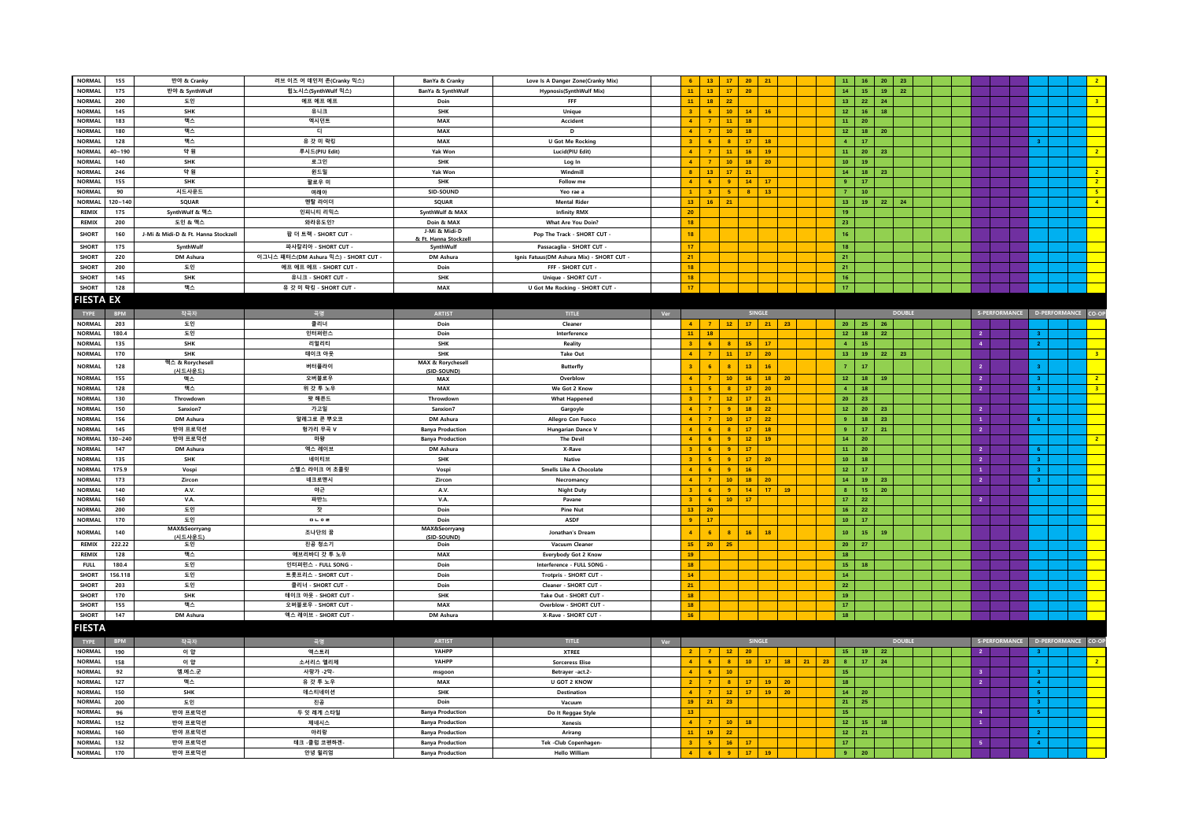| | | | | | | | | | | | | | | | | | | | | | | | | | | | | | | |
|---|---|---|---|---|---|---|---|---|---|---|---|---|---|---|---|---|---|---|---|---|---|---|---|---|---|---|---|---|---|---|
| NORMAL | 155 | 반야 & Cranky | 러브 이즈 어 데인저 존(Cranky 믹스) | BanYa & Cranky | Love Is A Danger Zone(Cranky Mix) | | 6 | 13 | 17 | 20 | 21 | | | | | 11 | 16 | 20 | 23 | | | | | | | | | | | 2 |
| NORMAL | 175 | 반야 & SynthWulf | 힙노시스(SynthWulf 믹스) | BanYa & SynthWulf | Hypnosis(SynthWulf Mix) | | 11 | 13 | 17 | 20 | | | | | | 14 | 15 | 19 | 22 | | | | | | | | | | | |
| NORMAL | 200 | 도인 | 에프 에프 에프 | Doin | FFF | | 11 | 18 | 22 | | | | | | | 13 | 22 | 24 | | | | | | | | | | | | 3 |
| NORMAL | 145 | SHK | 유니크 | SHK | Unique | | 3 | 6 | 10 | 14 | 16 | | | | | 12 | 16 | 18 | | | | | | | | | | | | |
| NORMAL | 183 | 맥스 | 엑시던트 | MAX | Accident | | 4 | 7 | 11 | 18 | | | | | | 11 | 20 | | | | | | | | | | | | | |
| NORMAL | 180 | 맥스 | 디 | MAX | D | | 4 | 7 | 10 | 18 | | | | | | 12 | 18 | 20 | | | | | | | | | | | | |
| NORMAL | 128 | 맥스 | 유 갓 미 락킹 | MAX | U Got Me Rocking | | 3 | 6 | 8 | 17 | 18 | | | | | 4 | 17 | | | | | | | | | | 3 | | | |
| NORMAL | 40~190 | 약 원 | 루시드(PIU Edit) | Yak Won | Lucid(PIU Edit) | | 4 | 7 | 11 | 16 | 19 | | | | | 11 | 20 | 23 | | | | | | | | | | | | 2 |
| NORMAL | 140 | SHK | 로그인 | SHK | Log In | | 4 | 7 | 10 | 18 | 20 | | | | | 10 | 19 | | | | | | | | | | | | | |
| NORMAL | 246 | 약 원 | 윈드밀 | Yak Won | Windmill | | 8 | 13 | 17 | 21 | | | | | | 14 | 18 | 23 | | | | | | | | | | | | 2 |
| NORMAL | 155 | SHK | 팔로우 미 | SHK | Follow me | | 4 | 6 | 9 | 14 | 17 | | | | | 9 | 17 | | | | | | | | | | | | | 2 |
| NORMAL | 90 | 시드사운드 | 여래아 | SID-SOUND | Yeo rae a | | 1 | 3 | 5 | 8 | 13 | | | | | 7 | 10 | | | | | | | | | | | | | 5 |
| NORMAL | 120~140 | SQUAR | 멘탈 라이더 | SQUAR | Mental Rider | | 13 | 16 | 21 | | | | | | | 13 | 19 | 22 | 24 | | | | | | | | | | | 4 |
| REMIX | 175 | SynthWulf & 맥스 | 인피니티 리믹스 | SynthWulf & MAX | Infinity RMX | | 20 | | | | | | | | | 19 | | | | | | | | | | | | | | |
| REMIX | 200 | 도인 & 맥스 | 와러유도인? | Doin & MAX | What Are You Doin? | | 18 | | | | | | | | | 23 | | | | | | | | | | | | | | |
| SHORT | 160 | J-Mi & Midi-D & Ft. Hanna Stockzell | 팝 더 트랙 - SHORT CUT - | J-Mi & Midi-D & Ft. Hanna Stockzell | Pop The Track - SHORT CUT - | | 18 | | | | | | | | | 16 | | | | | | | | | | | | | | |
| SHORT | 175 | SynthWulf | 파사칼리아 - SHORT CUT - | SynthWulf | Passacaglia - SHORT CUT - | | 17 | | | | | | | | | 18 | | | | | | | | | | | | | | |
| SHORT | 220 | DM Ashura | 이그니스 패터스(DM Ashura 믹스) - SHORT CUT - | DM Ashura | Ignis Fatuus(DM Ashura Mix) - SHORT CUT - | | 21 | | | | | | | | | 21 | | | | | | | | | | | | | | |
| SHORT | 200 | 도인 | 에프 에프 에프 - SHORT CUT - | Doin | FFF - SHORT CUT - | | 18 | | | | | | | | | 21 | | | | | | | | | | | | | | |
| SHORT | 145 | SHK | 유니크 - SHORT CUT - | SHK | Unique - SHORT CUT - | | 18 | | | | | | | | | 16 | | | | | | | | | | | | | | |
| SHORT | 128 | 맥스 | 유 갓 미 락킹 - SHORT CUT - | MAX | U Got Me Rocking - SHORT CUT - | | 17 | | | | | | | | | 17 | | | | | | | | | | | | | | |

## FIESTA EX

| TYPE | BPM | 작곡자 | 곡명 | ARTIST | TITLE | Ver | SINGLE | | | | | | | | | DOUBLE | | | | | | | | S-PERFORMANCE | | | D-PERFORMANCE | | | CO-OP |
|---|---|---|---|---|---|---|---|---|---|---|---|---|---|---|---|---|---|---|---|---|---|---|---|---|---|---|---|---|---|---|
| NORMAL | 203 | 도인 | 클리너 | Doin | Cleaner | | 4 | 7 | 12 | 17 | 21 | 23 | | | | 20 | 25 | 26 | | | | | | | | | | | | |
| NORMAL | 180.4 | 도인 | 인터퍼런스 | Doin | Interference | | 11 | 18 | | | | | | | | 12 | 18 | 22 | | | | | | 2 | | | 3 | | | |
| NORMAL | 135 | SHK | 리얼리티 | SHK | Reality | | 3 | 6 | 8 | 15 | 17 | | | | | 4 | 15 | | | | | | | 4 | | | 2 | | | |
| NORMAL | 170 | SHK | 테이크 아웃 | SHK | Take Out | | 4 | 7 | 11 | 17 | 20 | | | | | 13 | 19 | 22 | 23 | | | | | | | | | | | 3 |
| NORMAL | 128 | 맥스 & Rorychesell (시드사운드) | 버터플라이 | MAX & Rorychesell (SID-SOUND) | Butterfly | | 3 | 6 | 8 | 13 | 16 | | | | | 7 | 17 | | | | | | | 2 | | | 3 | | | |
| NORMAL | 155 | 맥스 | 오버블로우 | MAX | Overblow | | 4 | 7 | 10 | 16 | 18 | 20 | | | | 12 | 18 | 19 | | | | | | 2 | | | 3 | | | 2 |
| NORMAL | 128 | 맥스 | 위 갓 투 노우 | MAX | We Got 2 Know | | 1 | 5 | 8 | 17 | 20 | | | | | 4 | 18 | | | | | | | 2 | | | 3 | | | 3 |
| NORMAL | 130 | Throwdown | 왓 해픈드 | Throwdown | What Happened | | 3 | 7 | 12 | 17 | 21 | | | | | 20 | 23 | | | | | | | | | | | | | |
| NORMAL | 150 | Sanxion7 | 가고일 | Sanxion7 | Gargoyle | | 4 | 7 | 9 | 18 | 22 | | | | | 12 | 20 | 23 | | | | | | 2 | | | | | | |
| NORMAL | 156 | DM Ashura | 알레그로 콘 푸오코 | DM Ashura | Allegro Con Fuoco | | 4 | 7 | 10 | 17 | 22 | | | | | 9 | 18 | 23 | | | | | | 1 | | | 6 | | | |
| NORMAL | 145 | 반야 프로덕션 | 헝가리 무곡 V | Banya Production | Hungarian Dance V | | 4 | 6 | 8 | 17 | 18 | | | | | 9 | 17 | 21 | | | | | | 2 | | | | | | |
| NORMAL | 130~240 | 반야 프로덕션 | 마왕 | Banya Production | The Devil | | 4 | 6 | 9 | 12 | 19 | | | | | 14 | 20 | | | | | | | | | | | | | 2 |
| NORMAL | 147 | DM Ashura | 엑스 레이브 | DM Ashura | X-Rave | | 3 | 6 | 9 | 17 | | | | | | 11 | 20 | | | | | | | 2 | | | 6 | | | |
| NORMAL | 135 | SHK | 네이티브 | SHK | Native | | 3 | 5 | 9 | 17 | 20 | | | | | 10 | 18 | | | | | | | 2 | | | 3 | | | |
| NORMAL | 175.9 | Vospi | 스멜스 라이크 어 초콜릿 | Vospi | Smells Like A Chocolate | | 4 | 6 | 9 | 16 | | | | | | 12 | 17 | | | | | | | 1 | | | 3 | | | |
| NORMAL | 173 | Zircon | 네크로맨시 | Zircon | Necromancy | | 4 | 7 | 10 | 18 | 20 | | | | | 14 | 19 | 23 | | | | | | 2 | | | 3 | | | |
| NORMAL | 140 | A.V. | 야근 | A.V. | Night Duty | | 3 | 6 | 9 | 14 | 17 | 19 | | | | 8 | 15 | 20 | | | | | | | | | | | | |
| NORMAL | 160 | V.A. | 파반느 | V.A. | Pavane | | 3 | 6 | 10 | 17 | | | | | | 17 | 22 | | | | | | | 2 | | | | | | |
| NORMAL | 200 | 도인 | 잣 | Doin | Pine Nut | | 13 | 20 | | | | | | | | 16 | 22 | | | | | | | | | | | | | |
| NORMAL | 170 | 도인 | ㅁㄴㅇㄹ | Doin | ASDF | | 9 | 17 | | | | | | | | 10 | 17 | | | | | | | | | | | | | |
| NORMAL | 140 | MAX&Seorryang (시드사운드) | 조나단의 꿈 | MAX&Seorryang (SID-SOUND) | Jonathan's Dream | | 4 | 6 | 8 | 16 | 18 | | | | | 10 | 15 | 19 | | | | | | | | | | | | |
| REMIX | 222.22 | 도인 | 진공 청소기 | Doin | Vacuum Cleaner | | 15 | 20 | 25 | | | | | | | 20 | 27 | | | | | | | | | | | | | |
| REMIX | 128 | 맥스 | 에브리바디 갓 투 노우 | MAX | Everybody Got 2 Know | | 19 | | | | | | | | | 18 | | | | | | | | | | | | | | |
| FULL | 180.4 | 도인 | 인터퍼런스 - FULL SONG - | Doin | Interference - FULL SONG - | | 18 | | | | | | | | | 15 | 18 | | | | | | | | | | | | | |
| SHORT | 156.118 | 도인 | 트롯프리스 - SHORT CUT - | Doin | Trotpris - SHORT CUT - | | 14 | | | | | | | | | 14 | | | | | | | | | | | | | | |
| SHORT | 203 | 도인 | 클리너 - SHORT CUT - | Doin | Cleaner - SHORT CUT - | | 21 | | | | | | | | | 22 | | | | | | | | | | | | | | |
| SHORT | 170 | SHK | 테이크 아웃 - SHORT CUT - | SHK | Take Out - SHORT CUT - | | 18 | | | | | | | | | 19 | | | | | | | | | | | | | | |
| SHORT | 155 | 맥스 | 오버블로우 - SHORT CUT - | MAX | Overblow - SHORT CUT - | | 18 | | | | | | | | | 17 | | | | | | | | | | | | | | |
| SHORT | 147 | DM Ashura | 엑스 레이브 - SHORT CUT - | DM Ashura | X-Rave - SHORT CUT - | | 16 | | | | | | | | | 18 | | | | | | | | | | | | | | |

## FIESTA

| TYPE | BPM | 작곡자 | 곡명 | ARTIST | TITLE | Ver | SINGLE | | | | | | | | | DOUBLE | | | | | | | | S-PERFORMANCE | | | D-PERFORMANCE | | | CO-OP |
|---|---|---|---|---|---|---|---|---|---|---|---|---|---|---|---|---|---|---|---|---|---|---|---|---|---|---|---|---|---|---|
| NORMAL | 190 | 야합 | 엑스트리 | YAHPP | XTREE | | 2 | 7 | 12 | 20 | | | | | | 15 | 19 | 22 | | | | | | 2 | | | 3 | | | |
| NORMAL | 158 | 야합 | 소서리스 엘리제 | YAHPP | Sorceress Elise | | 4 | 6 | 8 | 10 | 17 | 18 | 21 | 23 | | 8 | 17 | 24 | | | | | | | | | | | | 2 |
| NORMAL | 92 | 엠.에스.군 | 사랑가 -2막- | msgoon | Betrayer -act.2- | | 4 | 6 | 10 | | | | | | | 15 | | | | | | | | 3 | | | 3 | | | |
| NORMAL | 127 | 맥스 | 유 갓 투 노우 | MAX | U GOT 2 KNOW | | 2 | 7 | 8 | 17 | 19 | 20 | | | | 18 | | | | | | | | 2 | | | 4 | | | |
| NORMAL | 150 | SHK | 데스티네이션 | SHK | Destination | | 4 | 7 | 12 | 17 | 19 | 20 | | | | 14 | 20 | | | | | | | | | | 5 | | | |
| NORMAL | 200 | 도인 | 진공 | Doin | Vacuum | | 19 | 21 | 23 | | | | | | | 21 | 25 | | | | | | | | | | 3 | | | |
| NORMAL | 96 | 반야 프로덕션 | 두 잇 레게 스타일 | Banya Production | Do It Reggae Style | | 13 | | | | | | | | | 15 | | | | | | | | 4 | | | 5 | | | |
| NORMAL | 152 | 반야 프로덕션 | 제네시스 | Banya Production | Xenesis | | 4 | 7 | 10 | 18 | | | | | | 12 | 15 | 18 | | | | | | 1 | | | | | | |
| NORMAL | 160 | 반야 프로덕션 | 아리랑 | Banya Production | Arirang | | 11 | 19 | 22 | | | | | | | 12 | 21 | | | | | | | | | | 2 | | | |
| NORMAL | 132 | 반야 프로덕션 | 테크 -클럽 코펜하겐- | Banya Production | Tek -Club Copenhagen- | | 3 | 5 | 16 | 17 | | | | | | 17 | | | | | | | | 5 | | | 4 | | | |
| NORMAL | 170 | 반야 프로덕션 | 안녕 윌리엄 | Banya Production | Hello William | | 4 | 6 | 9 | 17 | 19 | | | | | 9 | 20 | | | | | | | | | | | | | |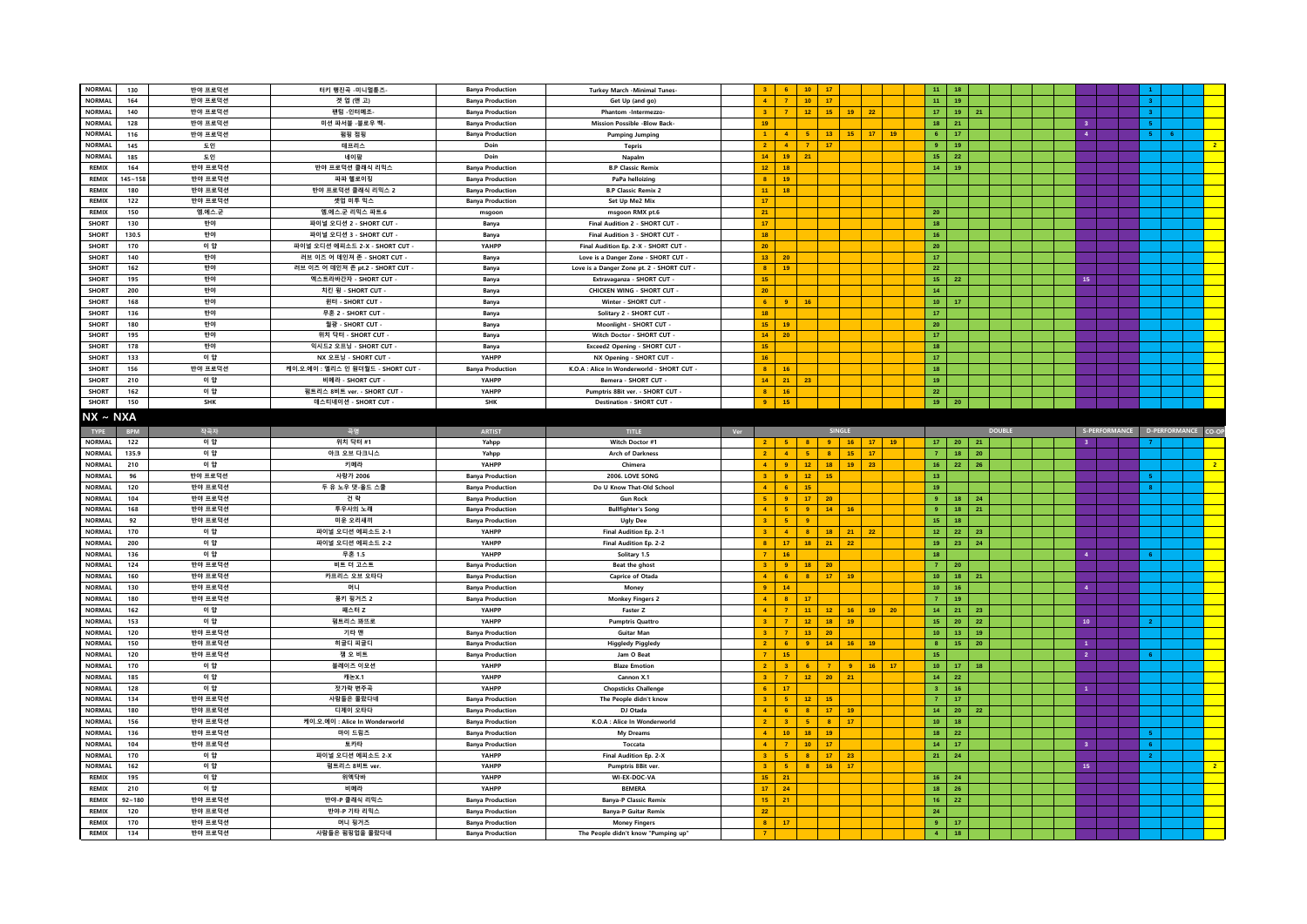| TYPE | BPM | 작곡자 | 곡명 | ARTIST | TITLE | Ver | SINGLE | | | | | | | DOUBLE | | | S-PERFORMANCE | D-PERFORMANCE | | CO-OP |
|---|---|---|---|---|---|---|---|---|---|---|---|---|---|---|---|---|---|---|---|---|
| NORMAL | 130 | 반야 프로덕션 | 터키 행진곡 -미니멀튠즈- | Banya Production | Turkey March -Minimal Tunes- | | 3 | 6 | 10 | 17 | | | | 11 | 18 | | | 1 | | |
| NORMAL | 164 | 반야 프로덕션 | 겟 업 (앤 고) | Banya Production | Get Up (and go) | | 4 | 7 | 10 | 17 | | | | 11 | 19 | | | 3 | | |
| NORMAL | 140 | 반야 프로덕션 | 팬텀 -인터메조- | Banya Production | Phantom -Intermezzo- | | 3 | 7 | 12 | 15 | 19 | 22 | | 17 | 19 | 21 | | 3 | | |
| NORMAL | 128 | 반야 프로덕션 | 미션 파서블 -블로우 백- | Banya Production | Mission Possible -Blow Back- | | 19 | | | | | | | 18 | 21 | | 3 | 5 | | |
| NORMAL | 116 | 반야 프로덕션 | 펌핑 점핑 | Banya Production | Pumping Jumping | | 1 | 4 | 5 | 13 | 15 | 17 | 19 | 6 | 17 | | 4 | 5 | 6 | |
| NORMAL | 145 | 도인 | 테프리스 | Doin | Tepris | | 2 | 4 | 7 | 17 | | | | 9 | 19 | | | | | 2 |
| NORMAL | 185 | 도인 | 네이팜 | Doin | Napalm | | 14 | 19 | 21 | | | | | 15 | 22 | | | | | |
| REMIX | 164 | 반야 프로덕션 | 반야 프로덕션 클래식 리믹스 | Banya Production | B.P Classic Remix | | 12 | 18 | | | | | | 14 | 19 | | | | | |
| REMIX | 145~158 | 반야 프로덕션 | 파파 헬로이징 | Banya Production | PaPa helloizing | | 8 | 19 | | | | | | | | | | | | |
| REMIX | 180 | 반야 프로덕션 | 반야 프로덕션 클래식 리믹스 2 | Banya Production | B.P Classic Remix 2 | | 11 | 18 | | | | | | | | | | | | |
| REMIX | 122 | 반야 프로덕션 | 셋업 미투 믹스 | Banya Production | Set Up Me2 Mix | | 17 | | | | | | | | | | | | | |
| REMIX | 150 | 엠.에스.군 | 엠.에스.군 리믹스 파트.6 | msgoon | msgoon RMX pt.6 | | 21 | | | | | | | 20 | | | | | | |
| SHORT | 130 | 반야 | 파이널 오디션 2 - SHORT CUT - | Banya | Final Audition 2 - SHORT CUT - | | 17 | | | | | | | 18 | | | | | | |
| SHORT | 130.5 | 반야 | 파이널 오디션 3 - SHORT CUT - | Banya | Final Audition 3 - SHORT CUT - | | 18 | | | | | | | 16 | | | | | | |
| SHORT | 170 | 이 얍 | 파이널 오디션 에피소드 2-X - SHORT CUT - | YAHPP | Final Audition Ep. 2-X - SHORT CUT - | | 20 | | | | | | | 20 | | | | | | |
| SHORT | 140 | 반야 | 러브 이즈 어 데인저 존 - SHORT CUT - | Banya | Love is a Danger Zone - SHORT CUT - | | 13 | 20 | | | | | | 17 | | | | | | |
| SHORT | 162 | 반야 | 러브 이즈 어 데인저 존 pt.2 - SHORT CUT - | Banya | Love is a Danger Zone pt. 2 - SHORT CUT - | | 8 | 19 | | | | | | 22 | | | | | | |
| SHORT | 195 | 반야 | 엑스트라바간자 - SHORT CUT - | Banya | Extravaganza - SHORT CUT - | | 15 | | | | | | | 15 | 22 | | 15 | | | |
| SHORT | 200 | 반야 | 치킨 윙 - SHORT CUT - | Banya | CHICKEN WING - SHORT CUT - | | 20 | | | | | | | 14 | | | | | | |
| SHORT | 168 | 반야 | 윈터 - SHORT CUT - | Banya | Winter - SHORT CUT - | | 6 | 9 | 16 | | | | | 10 | 17 | | | | | |
| SHORT | 136 | 반야 | 무혼 2 - SHORT CUT - | Banya | Solitary 2 - SHORT CUT - | | 18 | | | | | | | 17 | | | | | | |
| SHORT | 180 | 반야 | 월광 - SHORT CUT - | Banya | Moonlight - SHORT CUT - | | 15 | 19 | | | | | | 20 | | | | | | |
| SHORT | 195 | 반야 | 위치 닥터 - SHORT CUT - | Banya | Witch Doctor - SHORT CUT - | | 14 | 20 | | | | | | 17 | | | | | | |
| SHORT | 178 | 반야 | 익시드2 오프닝 - SHORT CUT - | Banya | Exceed2 Opening - SHORT CUT - | | 15 | | | | | | | 18 | | | | | | |
| SHORT | 133 | 이 얍 | NX 오프닝 - SHORT CUT - | YAHPP | NX Opening - SHORT CUT - | | 16 | | | | | | | 17 | | | | | | |
| SHORT | 156 | 반야 프로덕션 | 케이.오.에이 : 앨리스 인 원더월드 - SHORT CUT - | Banya Production | K.O.A : Alice In Wonderworld - SHORT CUT - | | 8 | 16 | | | | | | 18 | | | | | | |
| SHORT | 210 | 이 얍 | 베메라 - SHORT CUT - | YAHPP | Bemera - SHORT CUT - | | 14 | 21 | 23 | | | | | 19 | | | | | | |
| SHORT | 162 | 이 얍 | 펌프트리스 8비트 ver. - SHORT CUT - | YAHPP | Pumptris 8Bit ver. - SHORT CUT - | | 8 | 16 | | | | | | 22 | | | | | | |
| SHORT | 150 | SHK | 데스티네이션 - SHORT CUT - | SHK | Destination - SHORT CUT - | | 9 | 15 | | | | | | 19 | 20 | | | | | |

## NX ~ NXA

| TYPE | BPM | 작곡자 | 곡명 | ARTIST | TITLE | Ver | SINGLE | | | | | | | DOUBLE | | | S-PERFORMANCE | D-PERFORMANCE | | CO-OP |
|---|---|---|---|---|---|---|---|---|---|---|---|---|---|---|---|---|---|---|---|---|
| NORMAL | 122 | 이 얍 | 위치 닥터 #1 | Yahpp | Witch Doctor #1 | | 2 | 5 | 8 | 9 | 16 | 17 | 19 | 17 | 20 | 21 | 3 | 7 | | |
| NORMAL | 135.9 | 이 얍 | 아크 오브 다크니스 | Yahpp | Arch of Darkness | | 2 | 4 | 5 | 8 | 15 | 17 | | 7 | 18 | 20 | | | | |
| NORMAL | 210 | 이 얍 | 키메라 | YAHPP | Chimera | | 4 | 9 | 12 | 18 | 19 | 23 | | 16 | 22 | 26 | | | | 2 |
| NORMAL | 96 | 반야 프로덕션 | 사랑가 2006 | Banya Production | 2006. LOVE SONG | | 3 | 9 | 12 | 15 | | | | 13 | | | | 5 | | |
| NORMAL | 120 | 반야 프로덕션 | 두 유 노우 댓-올드 스쿨 | Banya Production | Do U Know That-Old School | | 4 | 6 | 15 | | | | | 19 | | | | 6 | | |
| NORMAL | 104 | 반야 프로덕션 | 건 락 | Banya Production | Gun Rock | | 5 | 9 | 17 | 20 | | | | 9 | 18 | 24 | | | | |
| NORMAL | 168 | 반야 프로덕션 | 투우사의 노래 | Banya Production | Bullfighter's Song | | 4 | 5 | 9 | 14 | 16 | | | 9 | 18 | 21 | | | | |
| NORMAL | 92 | 반야 프로덕션 | 미운 오리새끼 | Banya Production | Ugly Dee | | 3 | 5 | 9 | | | | | 15 | 18 | | | | | |
| NORMAL | 170 | 이 얍 | 파이널 오디션 에피소드 2-1 | YAHPP | Final Audition Ep. 2-1 | | 3 | 4 | 8 | 18 | 21 | 22 | | 12 | 22 | 23 | | | | |
| NORMAL | 200 | 이 얍 | 파이널 오디션 에피소드 2-2 | YAHPP | Final Audition Ep. 2-2 | | 8 | 17 | 18 | 21 | 22 | | | 19 | 23 | 24 | | | | |
| NORMAL | 136 | 이 얍 | 무혼 1.5 | YAHPP | Solitary 1.5 | | 7 | 16 | | | | | | 18 | | | 4 | 6 | | |
| NORMAL | 124 | 반야 프로덕션 | 비트 더 고스트 | Banya Production | Beat the ghost | | 3 | 9 | 18 | 20 | | | | 7 | 20 | | | | | |
| NORMAL | 160 | 반야 프로덕션 | 카프리스 오브 오타다 | Banya Production | Caprice of Otada | | 4 | 6 | 8 | 17 | 19 | | | 10 | 18 | 21 | | | | |
| NORMAL | 130 | 반야 프로덕션 | 머니 | Banya Production | Money | | 9 | 14 | | | | | | 10 | 16 | | 4 | | | |
| NORMAL | 180 | 반야 프로덕션 | 몽키 핑거즈 2 | Banya Production | Monkey Fingers 2 | | 4 | 8 | 17 | | | | | 7 | 19 | | | | | |
| NORMAL | 162 | 이 얍 | 패스터 Z | YAHPP | Faster Z | | 4 | 7 | 11 | 12 | 16 | 19 | 20 | 14 | 21 | 23 | | | | |
| NORMAL | 153 | 이 얍 | 펌프트리스 콰트로 | YAHPP | Pumptris Quattro | | 3 | 7 | 12 | 18 | 19 | | | 15 | 20 | 22 | 10 | 2 | | |
| NORMAL | 120 | 반야 프로덕션 | 기타 맨 | Banya Production | Guitar Man | | 3 | 7 | 13 | 20 | | | | 10 | 13 | 19 | | | | |
| NORMAL | 150 | 반야 프로덕션 | 히글디 피글디 | Banya Production | Higgledy Piggledy | | 2 | 6 | 9 | 14 | 16 | 19 | | 8 | 15 | 20 | 1 | | | |
| NORMAL | 120 | 반야 프로덕션 | 잼 오 비트 | Banya Production | Jam O Beat | | 7 | 15 | | | | | | 15 | | | 2 | 6 | | |
| NORMAL | 170 | 이 얍 | 블레이즈 이모션 | YAHPP | Blaze Emotion | | 2 | 3 | 6 | 7 | 9 | 16 | 17 | 10 | 17 | 18 | | | | |
| NORMAL | 185 | 이 얍 | 캐논X.1 | YAHPP | Cannon X.1 | | 3 | 7 | 12 | 20 | 21 | | | 14 | 22 | | | | | |
| NORMAL | 128 | 이 얍 | 젓가락 변주곡 | YAHPP | Chopsticks Challenge | | 6 | 17 | | | | | | 3 | 16 | | 1 | | | |
| NORMAL | 134 | 반야 프로덕션 | 사람들은 몰랐다네 | Banya Production | The People didn't know | | 3 | 5 | 12 | 15 | | | | 7 | 17 | | | | | |
| NORMAL | 180 | 반야 프로덕션 | 디제이 오타다 | Banya Production | DJ Otada | | 4 | 6 | 8 | 17 | 19 | | | 14 | 20 | 22 | | | | |
| NORMAL | 156 | 반야 프로덕션 | 케이.오.에이 : Alice In Wonderworld | Banya Production | K.O.A : Alice In Wonderworld | | 2 | 3 | 5 | 8 | 17 | | | 10 | 18 | | | | | |
| NORMAL | 136 | 반야 프로덕션 | 마이 드림즈 | Banya Production | My Dreams | | 4 | 10 | 18 | 19 | | | | 18 | 22 | | | 5 | | |
| NORMAL | 104 | 반야 프로덕션 | 토카타 | Banya Production | Toccata | | 4 | 7 | 10 | 17 | | | | 14 | 17 | | 3 | 8 | | |
| NORMAL | 170 | 이 얍 | 파이널 오디션 에피소드 2-X | YAHPP | Final Audition Ep. 2-X | | 3 | 5 | 8 | 17 | 23 | | | 21 | 24 | | | 2 | | |
| NORMAL | 162 | 이 얍 | 펌프트리스 8비트 ver. | YAHPP | Pumptris 8Bit ver. | | 3 | 5 | 8 | 16 | 17 | | | | | | 15 | | | 2 |
| REMIX | 195 | 이 얍 | 위엑닥바 | YAHPP | WI-EX-DOC-VA | | 15 | 21 | | | | | | 16 | 24 | | | | | |
| REMIX | 210 | 이 얍 | 베메라 | YAHPP | BEMERA | | 17 | 24 | | | | | | 18 | 26 | | | | | |
| REMIX | 92~180 | 반야 프로덕션 | 반야-P 클래식 리믹스 | Banya Production | Banya-P Classic Remix | | 15 | 21 | | | | | | 16 | 22 | | | | | |
| REMIX | 120 | 반야 프로덕션 | 반야-P 기타 리믹스 | Banya Production | Banya-P Guitar Remix | | 22 | | | | | | | 24 | | | | | | |
| REMIX | 170 | 반야 프로덕션 | 머니 핑거즈 | Banya Production | Money Fingers | | 8 | 17 | | | | | | 9 | 17 | | | | | |
| REMIX | 134 | 반야 프로덕션 | 사람들은 펌핑업을 몰랐다네 | Banya Production | The People didn't know "Pumping up" | | 7 | | | | | | | 4 | 18 | | | | | |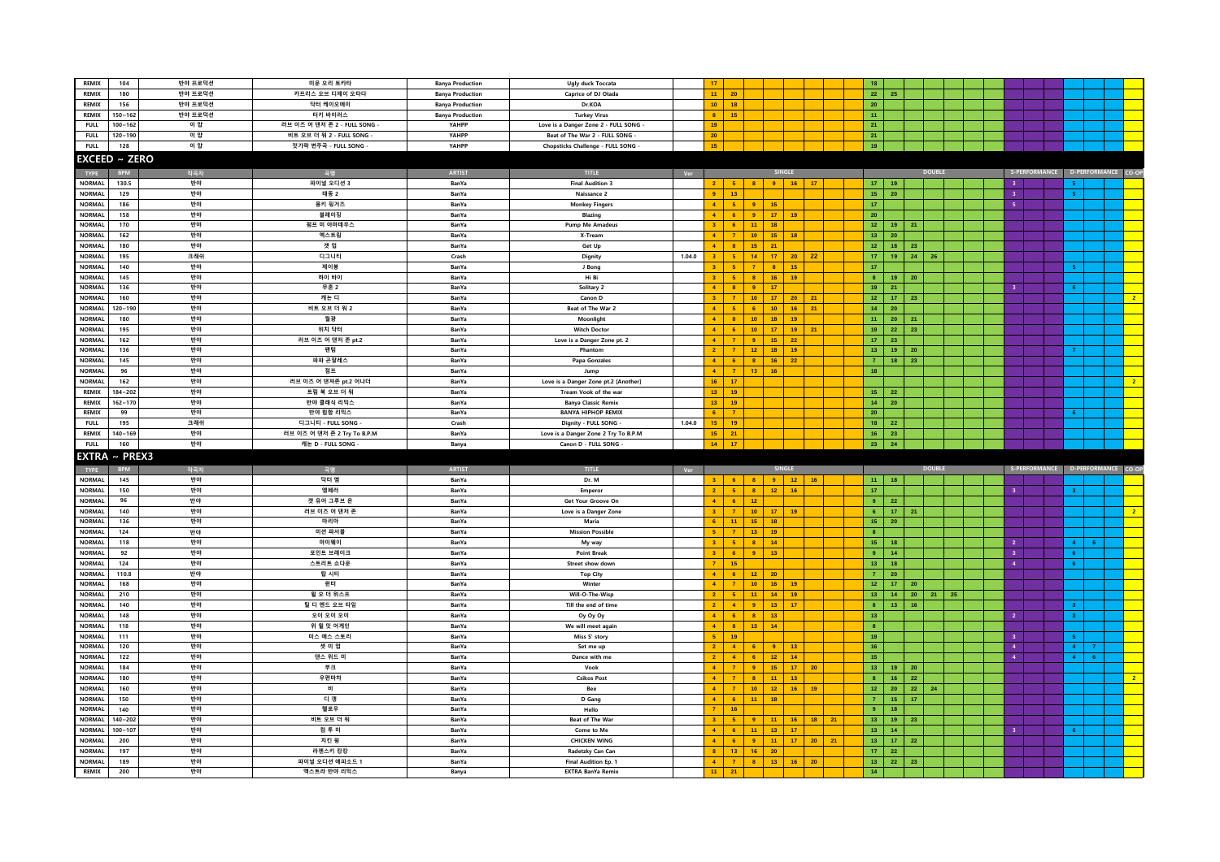| REMIX | 104 | 반야 프로덕션 | 미운 오리 토카타 | Banya Production | Ugly duck Toccata | | 17 | | | | | | | 18 | | | | | | | | | | | | |
|---|---|---|---|---|---|---|---|---|---|---|---|---|---|---|---|---|---|---|---|---|---|---|---|---|---|---|
| REMIX | 180 | 반야 프로덕션 | 카프리스 오브 디제이 오타다 | Banya Production | Caprice of DJ Otada | | 11 | 20 | | | | | | 22 | 25 | | | | | | | | | | | |
| REMIX | 156 | 반야 프로덕션 | 닥터 케이오에이 | Banya Production | Dr.KOA | | 10 | 18 | | | | | | 20 | | | | | | | | | | | | |
| REMIX | 150~162 | 반야 프로덕션 | 터키 바이러스 | Banya Production | Turkey Virus | | 8 | 15 | | | | | | 11 | | | | | | | | | | | | |
| FULL | 100~162 | 이얍 | 러브 이즈 어 댄저 존 2 - FULL SONG - | YAHPP | Love is a Danger Zone 2 - FULL SONG - | | 19 | | | | | | | 21 | | | | | | | | | | | | |
| FULL | 120~190 | 이얍 | 비트 오브 더 워 2 - FULL SONG - | YAHPP | Beat of The War 2 - FULL SONG - | | 20 | | | | | | | 21 | | | | | | | | | | | | |
| FULL | 128 | 이얍 | 젓가락 변주곡 - FULL SONG - | YAHPP | Chopsticks Challenge - FULL SONG - | | 15 | | | | | | | 19 | | | | | | | | | | | | |

## EXCEED ~ ZERO

| TYPE | BPM | 작곡자 | 곡명 | ARTIST | TITLE | Ver | SINGLE | | | | | | | DOUBLE | | | | | | S-PERFORMANCE | | | D-PERFORMANCE | | | CO-OP |
|---|---|---|---|---|---|---|---|---|---|---|---|---|---|---|---|---|---|---|---|---|---|---|---|---|---|---|
| NORMAL | 130.5 | 반야 | 파이널 오디션 3 | BanYa | Final Audition 3 | | 2 | 5 | 8 | 9 | 16 | 17 | | 17 | 19 | | | | | 3 | | | 5 | | | |
| NORMAL | 129 | 반야 | 태동 2 | BanYa | Naissance 2 | | 9 | 13 | | | | | | 15 | 20 | | | | | 3 | | | 5 | | | |
| NORMAL | 186 | 반야 | 몽키 핑거즈 | BanYa | Monkey Fingers | | 4 | 5 | 9 | 15 | | | | 17 | | | | | | 5 | | | | | | |
| NORMAL | 158 | 반야 | 블레이징 | BanYa | Blazing | | 4 | 6 | 9 | 17 | 19 | | | 20 | | | | | | | | | | | | |
| NORMAL | 170 | 반야 | 펌프 미 아마데우스 | BanYa | Pump Me Amadeus | | 3 | 6 | 11 | 18 | | | | 12 | 19 | 21 | | | | | | | | | | |
| NORMAL | 162 | 반야 | 엑스트림 | BanYa | X-Tream | | 4 | 7 | 10 | 15 | 18 | | | 13 | 20 | | | | | | | | | | | |
| NORMAL | 180 | 반야 | 겟 업 | BanYa | Get Up | | 4 | 8 | 15 | 21 | | | | 12 | 18 | 23 | | | | | | | | | | |
| NORMAL | 195 | 크래쉬 | 디그니티 | Crash | Dignity | 1.04.0 | 3 | 5 | 14 | 17 | 20 | 22 | | 17 | 19 | 24 | 26 | | | | | | | | | |
| NORMAL | 140 | 반야 | 제이봉 | BanYa | J Bong | | 3 | 5 | 7 | 8 | 15 | | | 17 | | | | | | | | | 5 | | | |
| NORMAL | 145 | 반야 | 하이 바이 | BanYa | Hi Bi | | 3 | 5 | 8 | 16 | 19 | | | 8 | 19 | 20 | | | | | | | | | | |
| NORMAL | 136 | 반야 | 투혼 2 | BanYa | Solitary 2 | | 4 | 8 | 9 | 17 | | | | 19 | 21 | | | | | 3 | | | 6 | | | |
| NORMAL | 160 | 반야 | 캐논 디 | BanYa | Canon D | | 3 | 7 | 10 | 17 | 20 | 21 | | 12 | 17 | 23 | | | | | | | | | | 2 |
| NORMAL | 120~190 | 반야 | 비트 오브 더 워 2 | BanYa | Beat of The War 2 | | 4 | 5 | 6 | 10 | 16 | 21 | | 14 | 20 | | | | | | | | | | | |
| NORMAL | 180 | 반야 | 월광 | BanYa | Moonlight | | 4 | 8 | 10 | 18 | 19 | | | 11 | 20 | 21 | | | | | | | | | | |
| NORMAL | 195 | 반야 | 위치 닥터 | BanYa | Witch Doctor | | 4 | 6 | 10 | 17 | 19 | 21 | | 19 | 22 | 23 | | | | | | | | | | |
| NORMAL | 162 | 반야 | 러브 이즈 어 댄저 존 pt.2 | BanYa | Love is a Danger Zone pt. 2 | | 4 | 7 | 9 | 15 | 22 | | | 17 | 23 | | | | | | | | | | | |
| NORMAL | 136 | 반야 | 팬텀 | BanYa | Phantom | | 2 | 7 | 12 | 18 | 19 | | | 13 | 19 | 20 | | | | | | | 7 | | | |
| NORMAL | 145 | 반야 | 파파 곤잘레스 | BanYa | Papa Gonzales | | 4 | 6 | 8 | 16 | 22 | | | 7 | 18 | 23 | | | | | | | | | | |
| NORMAL | 96 | 반야 | 점프 | BanYa | Jump | | 4 | 7 | 13 | 16 | | | | 18 | | | | | | | | | | | | |
| NORMAL | 162 | 반야 | 러브 이즈 어 댄저존 pt.2 어나더 | BanYa | Love is a Danger Zone pt.2 [Another] | | 16 | 17 | | | | | | | | | | | | | | | | | | 2 |
| REMIX | 184~202 | 반야 | 트림 북 오브 더 워 | BanYa | Tream Vook of the war | | 13 | 19 | | | | | | 15 | 22 | | | | | | | | | | | |
| REMIX | 162~170 | 반야 | 반야 클래식 리믹스 | BanYa | Banya Classic Remix | | 13 | 19 | | | | | | 14 | 20 | | | | | | | | | | | |
| REMIX | 99 | 반야 | 반야 힙합 리믹스 | BanYa | BANYA HIPHOP REMIX | | 6 | 7 | | | | | | 20 | | | | | | | | | 6 | | | |
| FULL | 195 | 크래쉬 | 디그니티 - FULL SONG - | Crash | Dignity - FULL SONG - | 1.04.0 | 15 | 19 | | | | | | 18 | 22 | | | | | | | | | | | |
| REMIX | 140~169 | 반야 | 러브 이즈 어 댄저 존 2 Try To B.P.M | BanYa | Love is a Danger Zone 2 Try To B.P.M | | 15 | 21 | | | | | | 16 | 23 | | | | | | | | | | | |
| FULL | 160 | 반야 | 캐논 D - FULL SONG - | Banya | Canon D - FULL SONG - | | 14 | 17 | | | | | | 23 | 24 | | | | | | | | | | | |

## EXTRA ~ PREX3

| TYPE | BPM | 작곡자 | 곡명 | ARTIST | TITLE | Ver | SINGLE | | | | | | | DOUBLE | | | | | | S-PERFORMANCE | | | D-PERFORMANCE | | | CO-OP |
|---|---|---|---|---|---|---|---|---|---|---|---|---|---|---|---|---|---|---|---|---|---|---|---|---|---|---|
| NORMAL | 145 | 반야 | 닥터 엠 | BanYa | Dr. M | | 3 | 6 | 8 | 9 | 12 | 16 | | 11 | 18 | | | | | | | | | | | |
| NORMAL | 150 | 반야 | 엠페러 | BanYa | Emperor | | 2 | 5 | 8 | 12 | 16 | | | 17 | | | | | | 3 | | | 3 | | | |
| NORMAL | 96 | 반야 | 겟 유어 그루브 온 | BanYa | Get Your Groove On | | 4 | 6 | 12 | | | | | 9 | 22 | | | | | | | | | | | |
| NORMAL | 140 | 반야 | 러브 이즈 어 댄저 존 | BanYa | Love is a Danger Zone | | 3 | 7 | 10 | 17 | 19 | | | 6 | 17 | 21 | | | | | | | | | | 2 |
| NORMAL | 136 | 반야 | 마리아 | BanYa | Maria | | 6 | 11 | 15 | 18 | | | | 15 | 20 | | | | | | | | | | | |
| NORMAL | 124 | 반야 | 미션 파서블 | BanYa | Mission Possible | | 5 | 7 | 13 | 19 | | | | 8 | | | | | | | | | | | | |
| NORMAL | 118 | 반야 | 마이웨이 | BanYa | My way | | 3 | 5 | 8 | 14 | | | | 15 | 18 | | | | | 2 | | | 4 | 6 | | |
| NORMAL | 92 | 반야 | 포인트 브레이크 | BanYa | Point Break | | 3 | 6 | 9 | 13 | | | | 9 | 14 | | | | | 3 | | | 6 | | | |
| NORMAL | 124 | 반야 | 스트리트 쇼다운 | BanYa | Street show down | | 7 | 15 | | | | | | 13 | 18 | | | | | 4 | | | 6 | | | |
| NORMAL | 110.8 | 반야 | 탑 시티 | BanYa | Top City | | 4 | 6 | 12 | 20 | | | | 7 | 20 | | | | | | | | | | | |
| NORMAL | 168 | 반야 | 윈터 | BanYa | Winter | | 4 | 7 | 10 | 16 | 19 | | | 12 | 17 | 20 | | | | | | | | | | |
| NORMAL | 210 | 반야 | 윌 오 더 위스프 | BanYa | Will-O-The-Wisp | | 2 | 5 | 11 | 14 | 19 | | | 13 | 14 | 20 | 21 | 25 | | | | | | | | |
| NORMAL | 140 | 반야 | 틸 디 엔드 오브 타임 | BanYa | Till the end of time | | 2 | 4 | 9 | 13 | 17 | | | 8 | 13 | 16 | | | | | | | 3 | | | |
| NORMAL | 148 | 반야 | 오이 오이 오이 | BanYa | Oy Oy Oy | | 4 | 6 | 8 | 13 | | | | 13 | | | | | | 2 | | | 3 | | | |
| NORMAL | 118 | 반야 | 위 윌 밋 어게인 | BanYa | We will meet again | | 4 | 8 | 13 | 14 | | | | 8 | | | | | | | | | | | | |
| NORMAL | 111 | 반야 | 미스 에스 스토리 | BanYa | Miss S' story | | 5 | 19 | | | | | | 19 | | | | | | 3 | | | 5 | | | |
| NORMAL | 120 | 반야 | 셋 미 업 | BanYa | Set me up | | 2 | 4 | 6 | 9 | 13 | | | 16 | | | | | | 4 | | | 4 | 7 | | |
| NORMAL | 122 | 반야 | 댄스 위드 미 | BanYa | Dance with me | | 2 | 4 | 6 | 12 | 14 | | | 15 | | | | | | 4 | | | 4 | 6 | | |
| NORMAL | 184 | 반야 | 부크 | BanYa | Vook | | 4 | 7 | 9 | 15 | 17 | 20 | | 13 | 19 | 20 | | | | | | | | | | |
| NORMAL | 180 | 반야 | 우편마차 | BanYa | Csikos Post | | 4 | 7 | 8 | 11 | 13 | | | 8 | 16 | 22 | | | | | | | | | | 2 |
| NORMAL | 160 | 반야 | 비 | BanYa | Bee | | 4 | 7 | 10 | 12 | 16 | 19 | | 12 | 20 | 22 | 24 | | | | | | | | | |
| NORMAL | 150 | 반야 | 디 갱 | BanYa | D Gang | | 4 | 6 | 11 | 18 | | | | 7 | 15 | 17 | | | | | | | | | | |
| NORMAL | 140 | 반야 | 헬로우 | BanYa | Hello | | 7 | 16 | | | | | | 9 | 18 | | | | | | | | | | | |
| NORMAL | 140~202 | 반야 | 비트 오브 더 워 | BanYa | Beat of The War | | 3 | 5 | 9 | 11 | 16 | 18 | 21 | 13 | 19 | 23 | | | | | | | | | | |
| NORMAL | 100~107 | 반야 | 컴 투 미 | BanYa | Come to Me | | 4 | 6 | 11 | 13 | 17 | | | 13 | 14 | | | | | 3 | | | 6 | | | |
| NORMAL | 200 | 반야 | 치킨 윙 | BanYa | CHICKEN WING | | 4 | 6 | 9 | 11 | 17 | 20 | 21 | 13 | 17 | 22 | | | | | | | | | | |
| NORMAL | 197 | 반야 | 라덴스키 캉캉 | BanYa | Radetzky Can Can | | 8 | 13 | 16 | 20 | | | | 17 | 22 | | | | | | | | | | | |
| NORMAL | 189 | 반야 | 파이널 오디션 에피소드 1 | BanYa | Final Audition Ep. 1 | | 4 | 7 | 8 | 13 | 16 | 20 | | 13 | 22 | 23 | | | | | | | | | | |
| REMIX | 200 | 반야 | 엑스트라 반야 리믹스 | Banya | EXTRA BanYa Remix | | 11 | 21 | | | | | | 14 | | | | | | | | | | | | |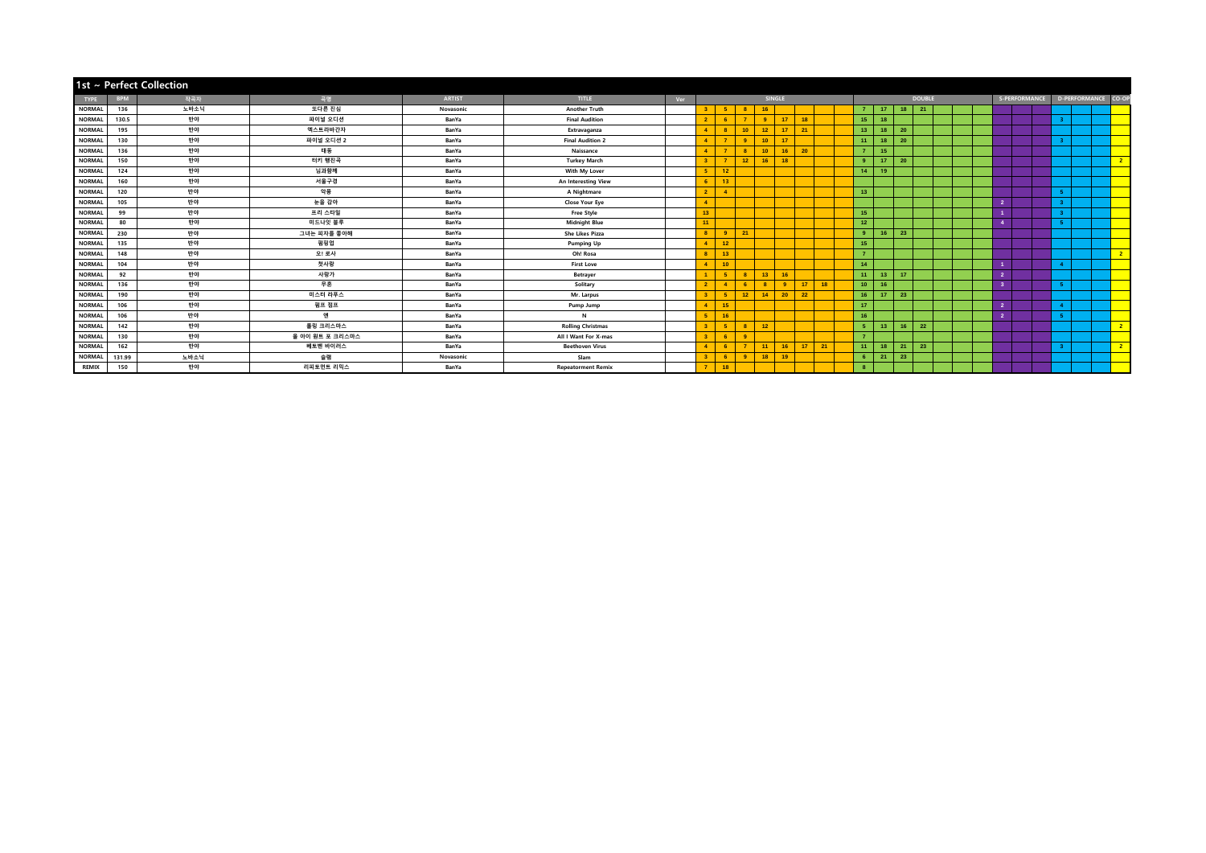## 1st ~ Perfect Collection

| TYPE | BPM | 작곡자 | 곡명 | ARTIST | TITLE | Ver | SINGLE | | | | | | | | DOUBLE | | | | | | | | S-PERFORMANCE | | | D-PERFORMANCE | | | CO-OP |
|---|---|---|---|---|---|---|---|---|---|---|---|---|---|---|---|---|---|---|---|---|---|---|---|---|---|---|---|---|---|
| NORMAL | 136 | 노바소닉 | 또다른 진실 | Novasonic | Another Truth | | 3 | 5 | 8 | 16 | | | | | 7 | 17 | 18 | 21 | | | | | | | | | | | |
| NORMAL | 130.5 | 반야 | 파이널 오디션 | BanYa | Final Audition | | 2 | 6 | 7 | 9 | 17 | 18 | | | 15 | 18 | | | | | | | | | | 3 | | | |
| NORMAL | 195 | 반야 | 엑스트라바간자 | BanYa | Extravaganza | | 4 | 8 | 10 | 12 | 17 | 21 | | | 13 | 18 | 20 | | | | | | | | | | | | |
| NORMAL | 130 | 반야 | 파이널 오디션 2 | BanYa | Final Audition 2 | | 4 | 7 | 9 | 10 | 17 | | | | 11 | 18 | 20 | | | | | | | | | 3 | | | |
| NORMAL | 136 | 반야 | 태동 | BanYa | Naissance | | 4 | 7 | 8 | 10 | 16 | 20 | | | 7 | 15 | | | | | | | | | | | | | |
| NORMAL | 150 | 반야 | 터키 행진곡 | BanYa | Turkey March | | 3 | 7 | 12 | 16 | 18 | | | | 9 | 17 | 20 | | | | | | | | | | | | 2 |
| NORMAL | 124 | 반야 | 님과함께 | BanYa | With My Lover | | 5 | 12 | | | | | | | 14 | 19 | | | | | | | | | | | | | |
| NORMAL | 160 | 반야 | 서울구경 | BanYa | An Interesting View | | 6 | 13 | | | | | | | | | | | | | | | | | | | | | |
| NORMAL | 120 | 반야 | 악몽 | BanYa | A Nightmare | | 2 | 4 | | | | | | | 13 | | | | | | | | | | | 5 | | | |
| NORMAL | 105 | 반야 | 눈을 감아 | BanYa | Close Your Eye | | 4 | | | | | | | | | | | | | | | | 2 | | | 3 | | | |
| NORMAL | 99 | 반야 | 프리 스타일 | BanYa | Free Style | | 13 | | | | | | | | 15 | | | | | | | | 1 | | | 3 | | | |
| NORMAL | 80 | 반야 | 미드나잇 블루 | BanYa | Midnight Blue | | 11 | | | | | | | | 12 | | | | | | | | 4 | | | 5 | | | |
| NORMAL | 230 | 반야 | 그녀는 피자를 좋아해 | BanYa | She Likes Pizza | | 8 | 9 | 21 | | | | | | 9 | 16 | 23 | | | | | | | | | | | | |
| NORMAL | 135 | 반야 | 펌핑업 | BanYa | Pumping Up | | 4 | 12 | | | | | | | 15 | | | | | | | | | | | | | | |
| NORMAL | 148 | 반야 | 오! 로사 | BanYa | Oh! Rosa | | 8 | 13 | | | | | | | 7 | | | | | | | | | | | | | | 2 |
| NORMAL | 104 | 반야 | 첫사랑 | BanYa | First Love | | 4 | 10 | | | | | | | 14 | | | | | | | | 1 | | | 4 | | | |
| NORMAL | 92 | 반야 | 사랑가 | BanYa | Betrayer | | 1 | 5 | 8 | 13 | 16 | | | | 11 | 13 | 17 | | | | | | 2 | | | | | | |
| NORMAL | 136 | 반야 | 무혼 | BanYa | Solitary | | 2 | 4 | 6 | 8 | 9 | 17 | 18 | | 10 | 16 | | | | | | | 3 | | | 5 | | | |
| NORMAL | 190 | 반야 | 미스터 라푸스 | BanYa | Mr. Larpus | | 3 | 5 | 12 | 14 | 20 | 22 | | | 16 | 17 | 23 | | | | | | | | | | | | |
| NORMAL | 106 | 반야 | 펌프 점프 | BanYa | Pump Jump | | 4 | 15 | | | | | | | 17 | | | | | | | | 2 | | | 4 | | | |
| NORMAL | 106 | 반야 | 엔 | BanYa | N | | 5 | 16 | | | | | | | 16 | | | | | | | | 2 | | | 5 | | | |
| NORMAL | 142 | 반야 | 롤링 크리스마스 | BanYa | Rolling Christmas | | 3 | 5 | 8 | 12 | | | | | 5 | 13 | 16 | 22 | | | | | | | | | | | 2 |
| NORMAL | 130 | 반야 | 올 아이 원트 포 크리스마스 | BanYa | All I Want For X-mas | | 3 | 6 | 9 | | | | | | 7 | | | | | | | | | | | | | | |
| NORMAL | 162 | 반야 | 베토벤 바이러스 | BanYa | Beethoven Virus | | 4 | 6 | 7 | 11 | 16 | 17 | 21 | | 11 | 18 | 21 | 23 | | | | | | | | 3 | | | 2 |
| NORMAL | 131.99 | 노바소닉 | 슬램 | Novasonic | Slam | | 3 | 6 | 9 | 18 | 19 | | | | 6 | 21 | 23 | | | | | | | | | | | | |
| REMIX | 150 | 반야 | 리피토먼트 리믹스 | BanYa | Repeatorment Remix | | 7 | 18 | | | | | | | 8 | | | | | | | | | | | | | | |